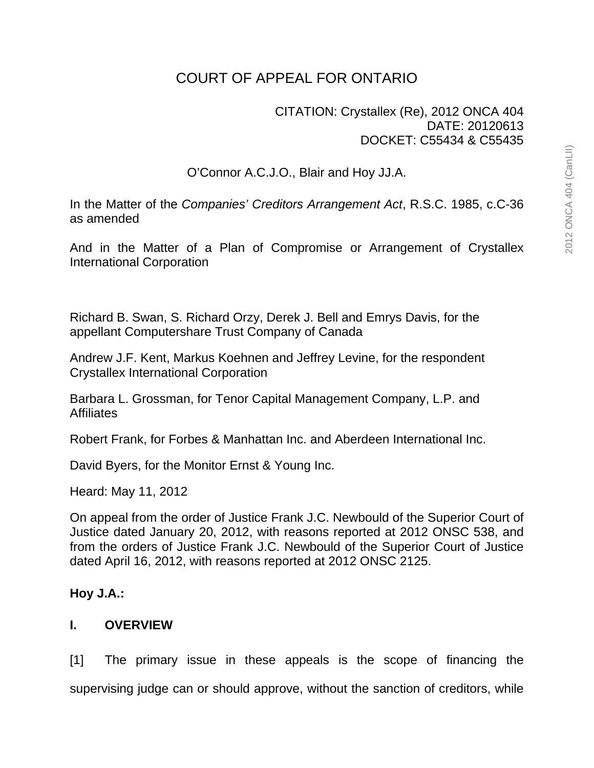# COURT OF APPEAL FOR ONTARIO

CITATION: Crystallex (Re), 2012 ONCA 404
DATE: 20120613
DOCKET: C55434 & C55435

O'Connor A.C.J.O., Blair and Hoy JJ.A.

In the Matter of the *Companies' Creditors Arrangement Act*, R.S.C. 1985, c.C-36 as amended

And in the Matter of a Plan of Compromise or Arrangement of Crystallex International Corporation

Richard B. Swan, S. Richard Orzy, Derek J. Bell and Emrys Davis, for the appellant Computershare Trust Company of Canada

Andrew J.F. Kent, Markus Koehnen and Jeffrey Levine, for the respondent Crystallex International Corporation

Barbara L. Grossman, for Tenor Capital Management Company, L.P. and Affiliates

Robert Frank, for Forbes & Manhattan Inc. and Aberdeen International Inc.

David Byers, for the Monitor Ernst & Young Inc.

Heard: May 11, 2012

On appeal from the order of Justice Frank J.C. Newbould of the Superior Court of Justice dated January 20, 2012, with reasons reported at 2012 ONSC 538, and from the orders of Justice Frank J.C. Newbould of the Superior Court of Justice dated April 16, 2012, with reasons reported at 2012 ONSC 2125.

**Hoy J.A.:**

## I. OVERVIEW

[1] The primary issue in these appeals is the scope of financing the supervising judge can or should approve, without the sanction of creditors, while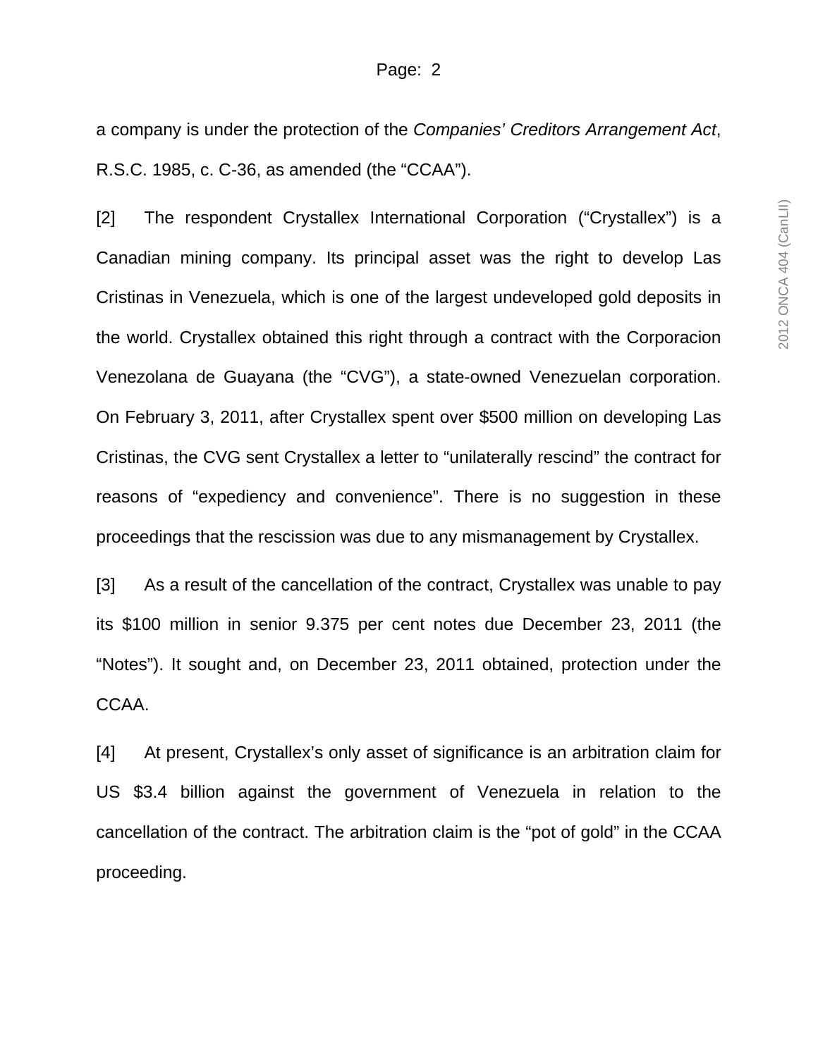a company is under the protection of the *Companies' Creditors Arrangement Act*, R.S.C. 1985, c. C-36, as amended (the "CCAA").

[2] The respondent Crystallex International Corporation ("Crystallex") is a Canadian mining company. Its principal asset was the right to develop Las Cristinas in Venezuela, which is one of the largest undeveloped gold deposits in the world. Crystallex obtained this right through a contract with the Corporacion Venezolana de Guayana (the "CVG"), a state-owned Venezuelan corporation. On February 3, 2011, after Crystallex spent over $500 million on developing Las Cristinas, the CVG sent Crystallex a letter to "unilaterally rescind" the contract for reasons of "expediency and convenience". There is no suggestion in these proceedings that the rescission was due to any mismanagement by Crystallex.

[3] As a result of the cancellation of the contract, Crystallex was unable to pay its $100 million in senior 9.375 per cent notes due December 23, 2011 (the "Notes"). It sought and, on December 23, 2011 obtained, protection under the CCAA.

[4] At present, Crystallex's only asset of significance is an arbitration claim for US $3.4 billion against the government of Venezuela in relation to the cancellation of the contract. The arbitration claim is the "pot of gold" in the CCAA proceeding.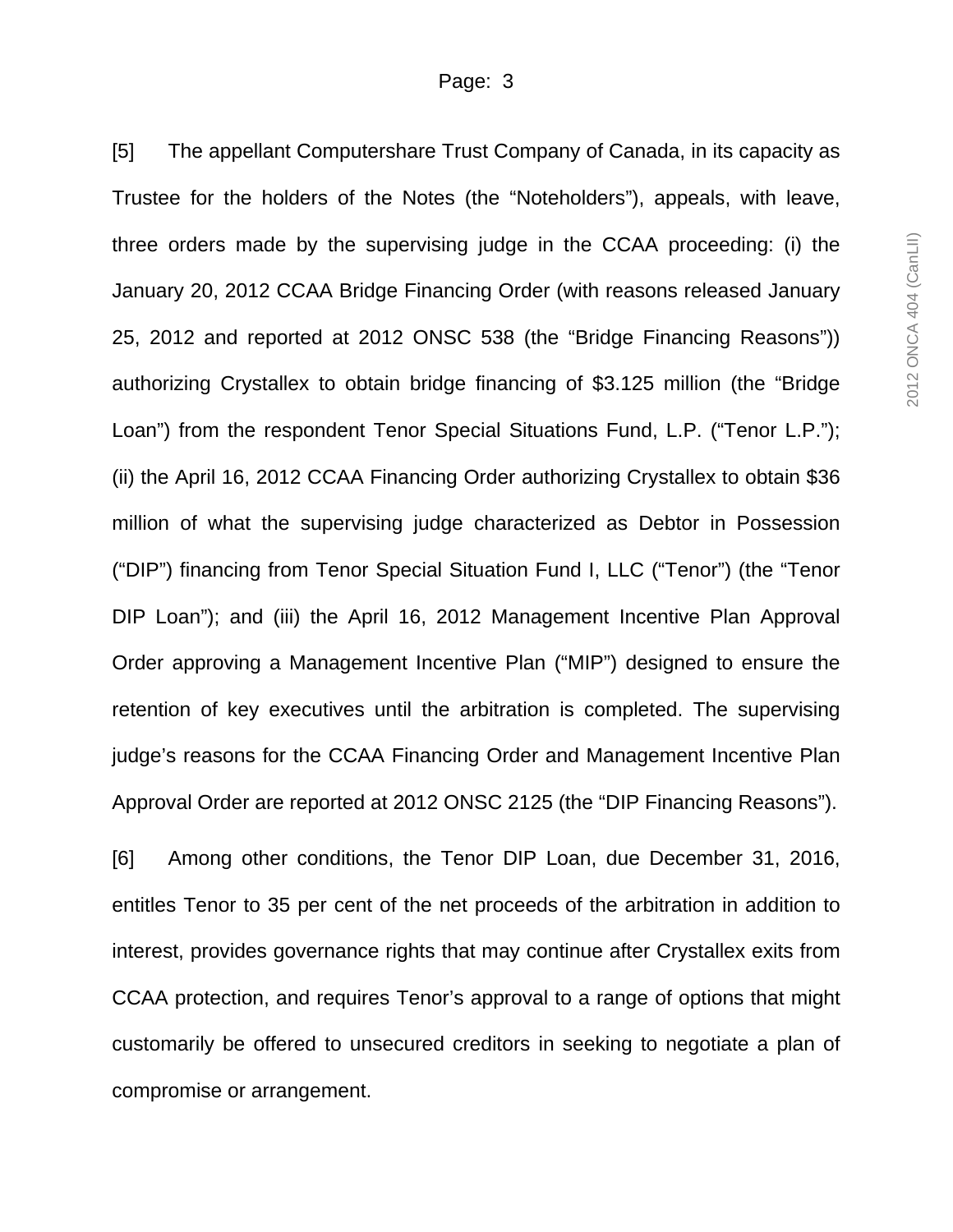[5] The appellant Computershare Trust Company of Canada, in its capacity as Trustee for the holders of the Notes (the "Noteholders"), appeals, with leave, three orders made by the supervising judge in the CCAA proceeding: (i) the January 20, 2012 CCAA Bridge Financing Order (with reasons released January 25, 2012 and reported at 2012 ONSC 538 (the "Bridge Financing Reasons")) authorizing Crystallex to obtain bridge financing of $3.125 million (the "Bridge Loan") from the respondent Tenor Special Situations Fund, L.P. ("Tenor L.P."); (ii) the April 16, 2012 CCAA Financing Order authorizing Crystallex to obtain $36 million of what the supervising judge characterized as Debtor in Possession ("DIP") financing from Tenor Special Situation Fund I, LLC ("Tenor") (the "Tenor DIP Loan"); and (iii) the April 16, 2012 Management Incentive Plan Approval Order approving a Management Incentive Plan ("MIP") designed to ensure the retention of key executives until the arbitration is completed. The supervising judge's reasons for the CCAA Financing Order and Management Incentive Plan Approval Order are reported at 2012 ONSC 2125 (the "DIP Financing Reasons").

[6] Among other conditions, the Tenor DIP Loan, due December 31, 2016, entitles Tenor to 35 per cent of the net proceeds of the arbitration in addition to interest, provides governance rights that may continue after Crystallex exits from CCAA protection, and requires Tenor's approval to a range of options that might customarily be offered to unsecured creditors in seeking to negotiate a plan of compromise or arrangement.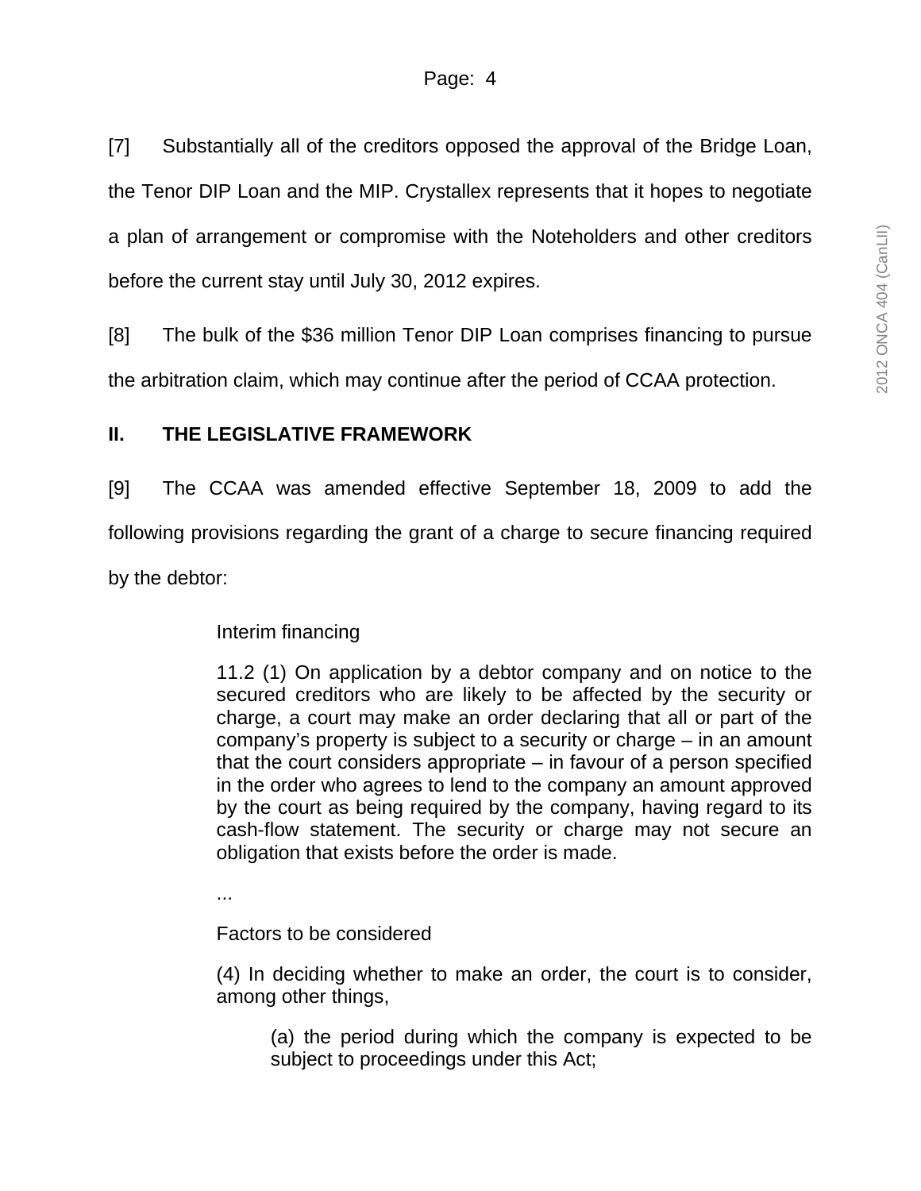[7] Substantially all of the creditors opposed the approval of the Bridge Loan, the Tenor DIP Loan and the MIP. Crystallex represents that it hopes to negotiate a plan of arrangement or compromise with the Noteholders and other creditors before the current stay until July 30, 2012 expires.

[8] The bulk of the $36 million Tenor DIP Loan comprises financing to pursue the arbitration claim, which may continue after the period of CCAA protection.

## II. THE LEGISLATIVE FRAMEWORK

[9] The CCAA was amended effective September 18, 2009 to add the following provisions regarding the grant of a charge to secure financing required by the debtor:

> Interim financing
>
> 11.2 (1) On application by a debtor company and on notice to the secured creditors who are likely to be affected by the security or charge, a court may make an order declaring that all or part of the company's property is subject to a security or charge – in an amount that the court considers appropriate – in favour of a person specified in the order who agrees to lend to the company an amount approved by the court as being required by the company, having regard to its cash-flow statement. The security or charge may not secure an obligation that exists before the order is made.
>
> ...
>
> Factors to be considered
>
> (4) In deciding whether to make an order, the court is to consider, among other things,
>
> > (a) the period during which the company is expected to be subject to proceedings under this Act;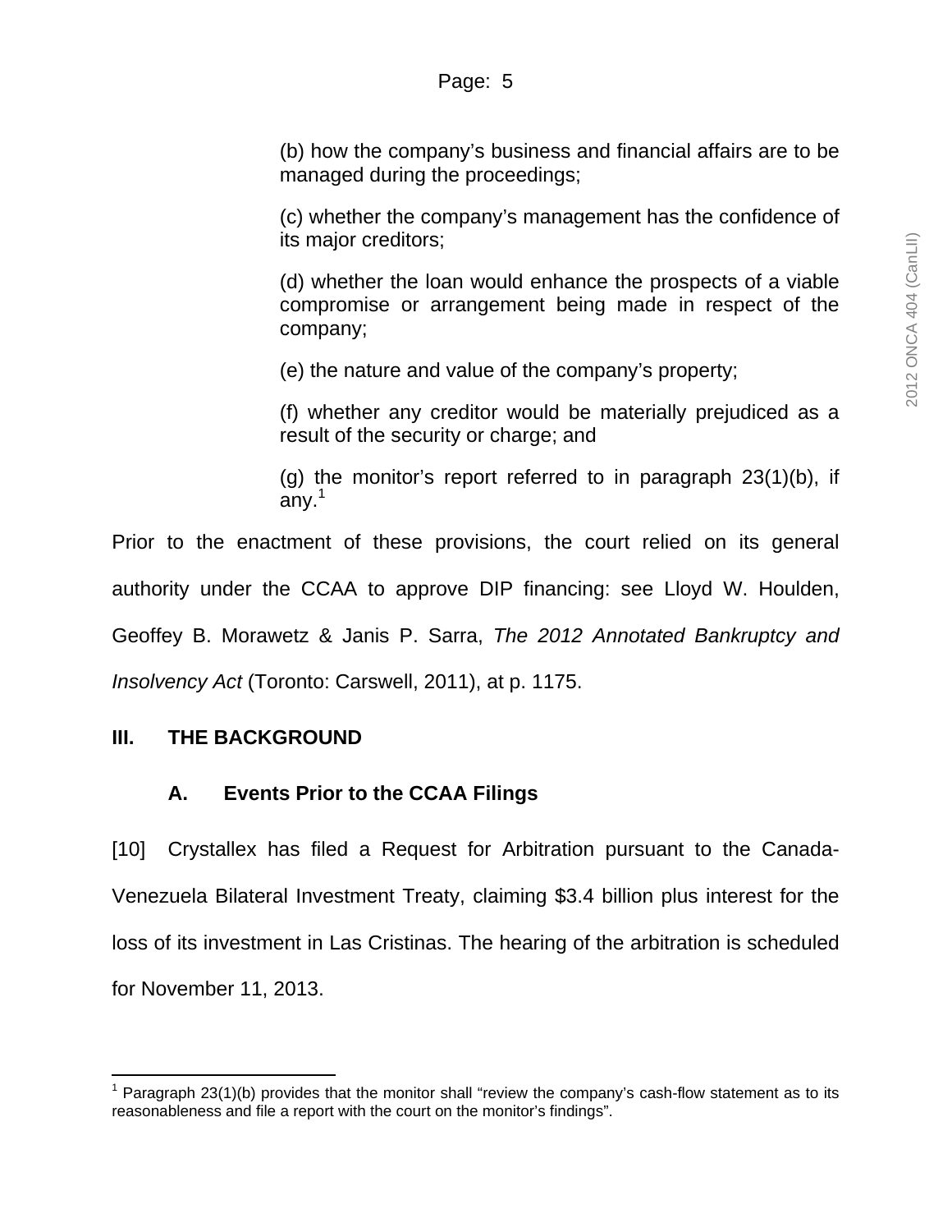> (b) how the company's business and financial affairs are to be managed during the proceedings;
>
> (c) whether the company's management has the confidence of its major creditors;
>
> (d) whether the loan would enhance the prospects of a viable compromise or arrangement being made in respect of the company;
>
> (e) the nature and value of the company's property;
>
> (f) whether any creditor would be materially prejudiced as a result of the security or charge; and
>
> (g) the monitor's report referred to in paragraph 23(1)(b), if any.[1]

Prior to the enactment of these provisions, the court relied on its general authority under the CCAA to approve DIP financing: see Lloyd W. Houlden, Geoffey B. Morawetz & Janis P. Sarra, *The 2012 Annotated Bankruptcy and Insolvency Act* (Toronto: Carswell, 2011), at p. 1175.

## III. THE BACKGROUND

### A. Events Prior to the CCAA Filings

[10] Crystallex has filed a Request for Arbitration pursuant to the Canada-Venezuela Bilateral Investment Treaty, claiming $3.4 billion plus interest for the loss of its investment in Las Cristinas. The hearing of the arbitration is scheduled for November 11, 2013.

---

[1] Paragraph 23(1)(b) provides that the monitor shall "review the company's cash-flow statement as to its reasonableness and file a report with the court on the monitor's findings".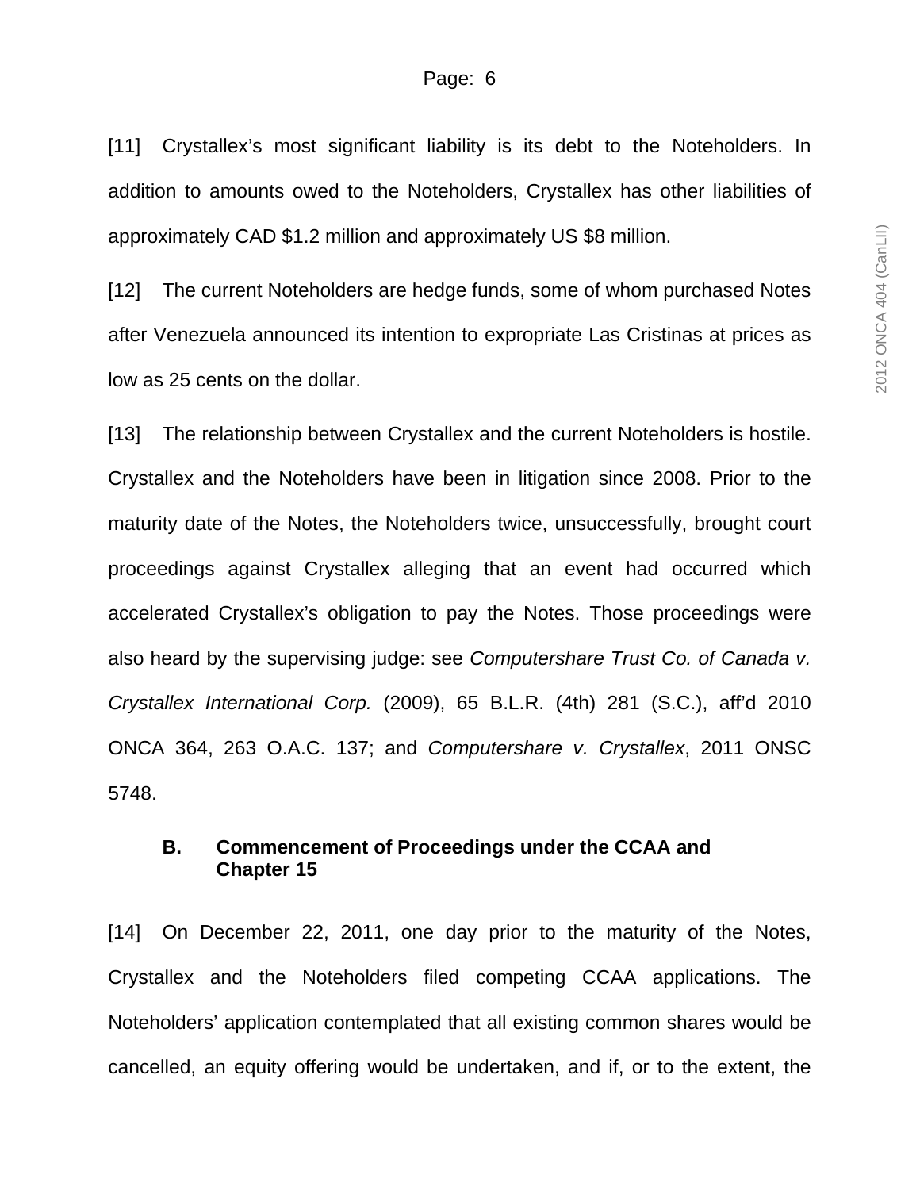[11] Crystallex's most significant liability is its debt to the Noteholders. In addition to amounts owed to the Noteholders, Crystallex has other liabilities of approximately CAD $1.2 million and approximately US $8 million.

[12] The current Noteholders are hedge funds, some of whom purchased Notes after Venezuela announced its intention to expropriate Las Cristinas at prices as low as 25 cents on the dollar.

[13] The relationship between Crystallex and the current Noteholders is hostile. Crystallex and the Noteholders have been in litigation since 2008. Prior to the maturity date of the Notes, the Noteholders twice, unsuccessfully, brought court proceedings against Crystallex alleging that an event had occurred which accelerated Crystallex's obligation to pay the Notes. Those proceedings were also heard by the supervising judge: see *Computershare Trust Co. of Canada v. Crystallex International Corp.* (2009), 65 B.L.R. (4th) 281 (S.C.), aff'd 2010 ONCA 364, 263 O.A.C. 137; and *Computershare v. Crystallex*, 2011 ONSC 5748.

### B. Commencement of Proceedings under the CCAA and Chapter 15

[14] On December 22, 2011, one day prior to the maturity of the Notes, Crystallex and the Noteholders filed competing CCAA applications. The Noteholders' application contemplated that all existing common shares would be cancelled, an equity offering would be undertaken, and if, or to the extent, the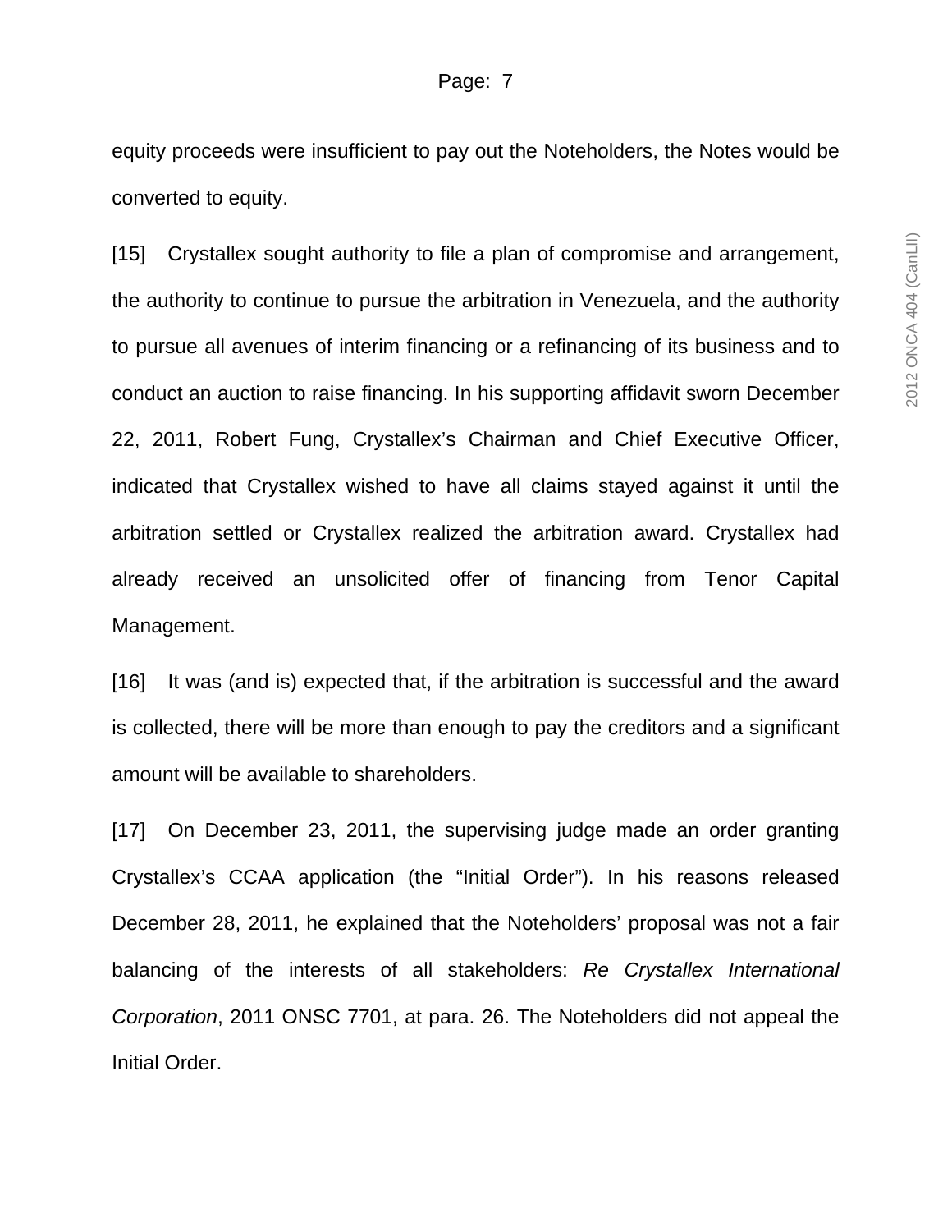equity proceeds were insufficient to pay out the Noteholders, the Notes would be converted to equity.

[15] Crystallex sought authority to file a plan of compromise and arrangement, the authority to continue to pursue the arbitration in Venezuela, and the authority to pursue all avenues of interim financing or a refinancing of its business and to conduct an auction to raise financing. In his supporting affidavit sworn December 22, 2011, Robert Fung, Crystallex's Chairman and Chief Executive Officer, indicated that Crystallex wished to have all claims stayed against it until the arbitration settled or Crystallex realized the arbitration award. Crystallex had already received an unsolicited offer of financing from Tenor Capital Management.

[16] It was (and is) expected that, if the arbitration is successful and the award is collected, there will be more than enough to pay the creditors and a significant amount will be available to shareholders.

[17] On December 23, 2011, the supervising judge made an order granting Crystallex's CCAA application (the "Initial Order"). In his reasons released December 28, 2011, he explained that the Noteholders' proposal was not a fair balancing of the interests of all stakeholders: *Re Crystallex International Corporation*, 2011 ONSC 7701, at para. 26. The Noteholders did not appeal the Initial Order.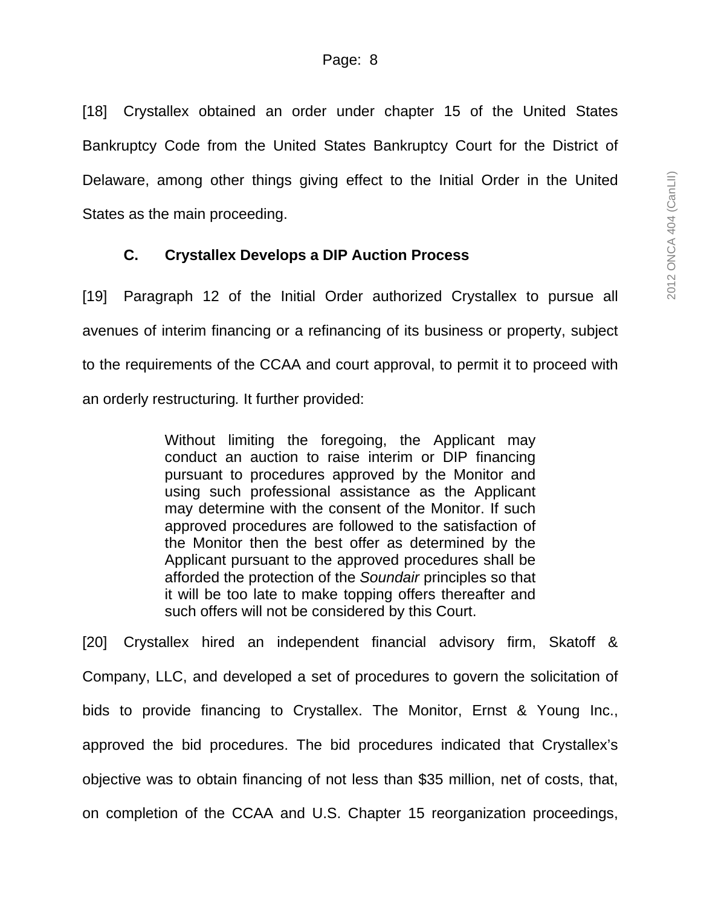[18] Crystallex obtained an order under chapter 15 of the United States Bankruptcy Code from the United States Bankruptcy Court for the District of Delaware, among other things giving effect to the Initial Order in the United States as the main proceeding.

### C. Crystallex Develops a DIP Auction Process

[19] Paragraph 12 of the Initial Order authorized Crystallex to pursue all avenues of interim financing or a refinancing of its business or property, subject to the requirements of the CCAA and court approval, to permit it to proceed with an orderly restructuring. It further provided:

> Without limiting the foregoing, the Applicant may conduct an auction to raise interim or DIP financing pursuant to procedures approved by the Monitor and using such professional assistance as the Applicant may determine with the consent of the Monitor. If such approved procedures are followed to the satisfaction of the Monitor then the best offer as determined by the Applicant pursuant to the approved procedures shall be afforded the protection of the *Soundair* principles so that it will be too late to make topping offers thereafter and such offers will not be considered by this Court.

[20] Crystallex hired an independent financial advisory firm, Skatoff & Company, LLC, and developed a set of procedures to govern the solicitation of bids to provide financing to Crystallex. The Monitor, Ernst & Young Inc., approved the bid procedures. The bid procedures indicated that Crystallex's objective was to obtain financing of not less than $35 million, net of costs, that, on completion of the CCAA and U.S. Chapter 15 reorganization proceedings,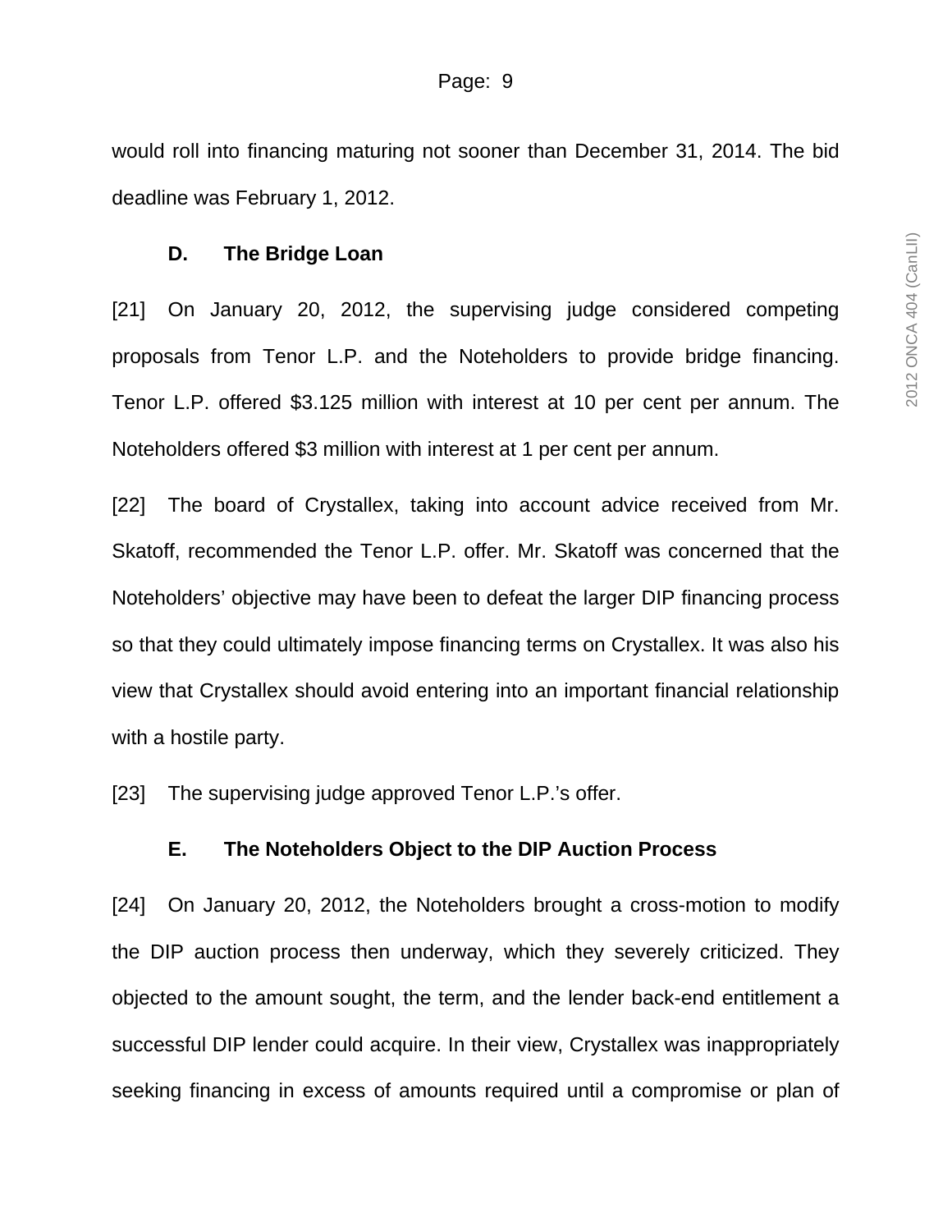would roll into financing maturing not sooner than December 31, 2014. The bid deadline was February 1, 2012.

### D. The Bridge Loan

[21] On January 20, 2012, the supervising judge considered competing proposals from Tenor L.P. and the Noteholders to provide bridge financing. Tenor L.P. offered $3.125 million with interest at 10 per cent per annum. The Noteholders offered $3 million with interest at 1 per cent per annum.

[22] The board of Crystallex, taking into account advice received from Mr. Skatoff, recommended the Tenor L.P. offer. Mr. Skatoff was concerned that the Noteholders' objective may have been to defeat the larger DIP financing process so that they could ultimately impose financing terms on Crystallex. It was also his view that Crystallex should avoid entering into an important financial relationship with a hostile party.

[23] The supervising judge approved Tenor L.P.'s offer.

### E. The Noteholders Object to the DIP Auction Process

[24] On January 20, 2012, the Noteholders brought a cross-motion to modify the DIP auction process then underway, which they severely criticized. They objected to the amount sought, the term, and the lender back-end entitlement a successful DIP lender could acquire. In their view, Crystallex was inappropriately seeking financing in excess of amounts required until a compromise or plan of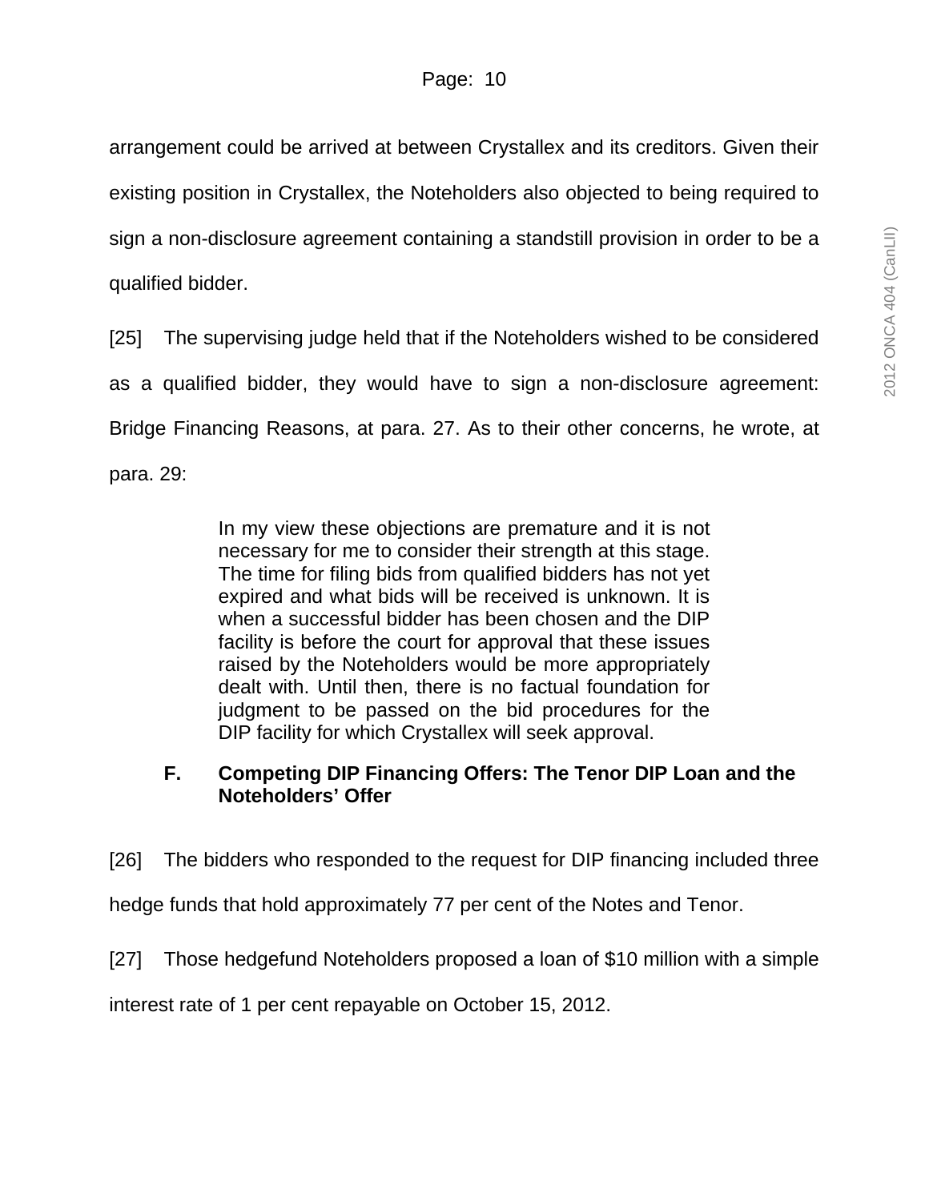arrangement could be arrived at between Crystallex and its creditors. Given their existing position in Crystallex, the Noteholders also objected to being required to sign a non-disclosure agreement containing a standstill provision in order to be a qualified bidder.

[25] The supervising judge held that if the Noteholders wished to be considered as a qualified bidder, they would have to sign a non-disclosure agreement: Bridge Financing Reasons, at para. 27. As to their other concerns, he wrote, at para. 29:

> In my view these objections are premature and it is not necessary for me to consider their strength at this stage. The time for filing bids from qualified bidders has not yet expired and what bids will be received is unknown. It is when a successful bidder has been chosen and the DIP facility is before the court for approval that these issues raised by the Noteholders would be more appropriately dealt with. Until then, there is no factual foundation for judgment to be passed on the bid procedures for the DIP facility for which Crystallex will seek approval.

### F. Competing DIP Financing Offers: The Tenor DIP Loan and the Noteholders' Offer

[26] The bidders who responded to the request for DIP financing included three hedge funds that hold approximately 77 per cent of the Notes and Tenor.

[27] Those hedgefund Noteholders proposed a loan of $10 million with a simple interest rate of 1 per cent repayable on October 15, 2012.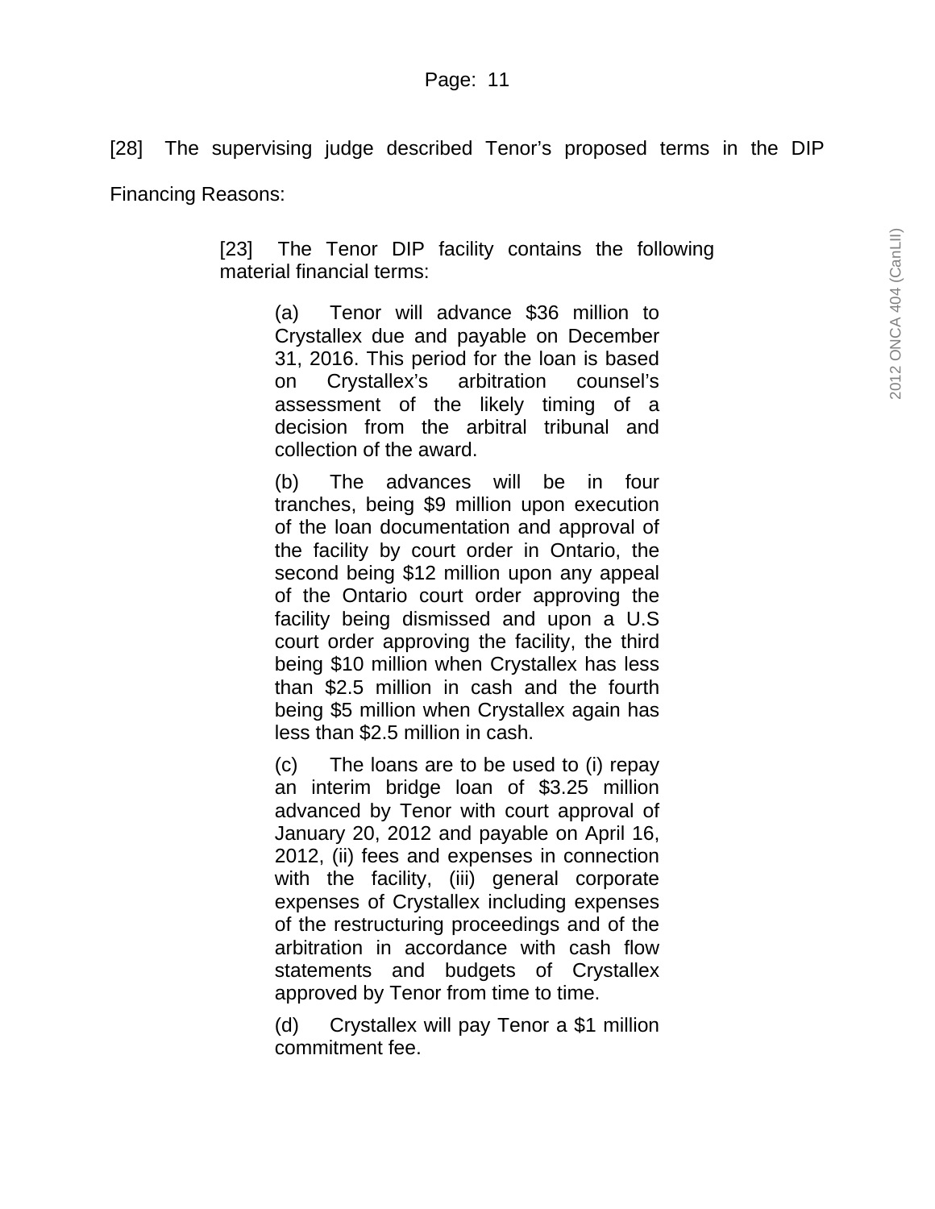[28] The supervising judge described Tenor's proposed terms in the DIP Financing Reasons:

> [23] The Tenor DIP facility contains the following material financial terms:
>
> > (a) Tenor will advance $36 million to Crystallex due and payable on December 31, 2016. This period for the loan is based on Crystallex's arbitration counsel's assessment of the likely timing of a decision from the arbitral tribunal and collection of the award.
> >
> > (b) The advances will be in four tranches, being $9 million upon execution of the loan documentation and approval of the facility by court order in Ontario, the second being $12 million upon any appeal of the Ontario court order approving the facility being dismissed and upon a U.S court order approving the facility, the third being $10 million when Crystallex has less than $2.5 million in cash and the fourth being $5 million when Crystallex again has less than $2.5 million in cash.
> >
> > (c) The loans are to be used to (i) repay an interim bridge loan of $3.25 million advanced by Tenor with court approval of January 20, 2012 and payable on April 16, 2012, (ii) fees and expenses in connection with the facility, (iii) general corporate expenses of Crystallex including expenses of the restructuring proceedings and of the arbitration in accordance with cash flow statements and budgets of Crystallex approved by Tenor from time to time.
> >
> > (d) Crystallex will pay Tenor a $1 million commitment fee.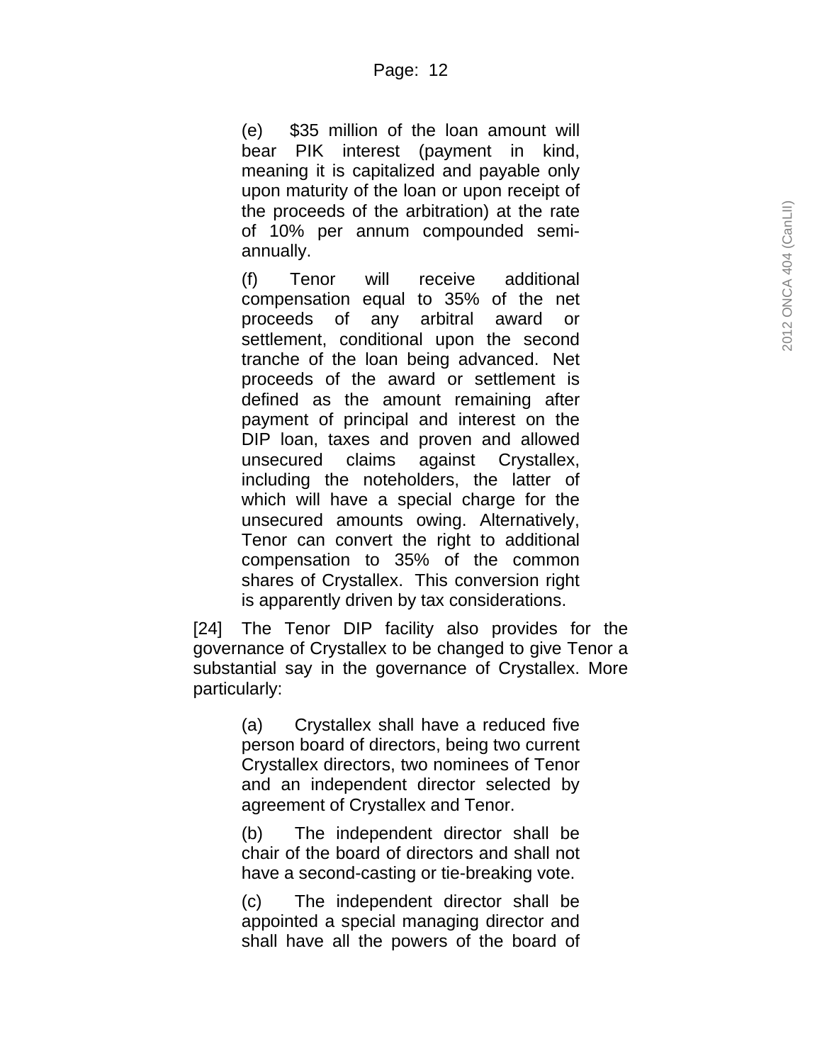(e) $35 million of the loan amount will bear PIK interest (payment in kind, meaning it is capitalized and payable only upon maturity of the loan or upon receipt of the proceeds of the arbitration) at the rate of 10% per annum compounded semi-annually.

(f) Tenor will receive additional compensation equal to 35% of the net proceeds of any arbitral award or settlement, conditional upon the second tranche of the loan being advanced. Net proceeds of the award or settlement is defined as the amount remaining after payment of principal and interest on the DIP loan, taxes and proven and allowed unsecured claims against Crystallex, including the noteholders, the latter of which will have a special charge for the unsecured amounts owing. Alternatively, Tenor can convert the right to additional compensation to 35% of the common shares of Crystallex. This conversion right is apparently driven by tax considerations.

[24] The Tenor DIP facility also provides for the governance of Crystallex to be changed to give Tenor a substantial say in the governance of Crystallex. More particularly:

(a) Crystallex shall have a reduced five person board of directors, being two current Crystallex directors, two nominees of Tenor and an independent director selected by agreement of Crystallex and Tenor.

(b) The independent director shall be chair of the board of directors and shall not have a second-casting or tie-breaking vote.

(c) The independent director shall be appointed a special managing director and shall have all the powers of the board of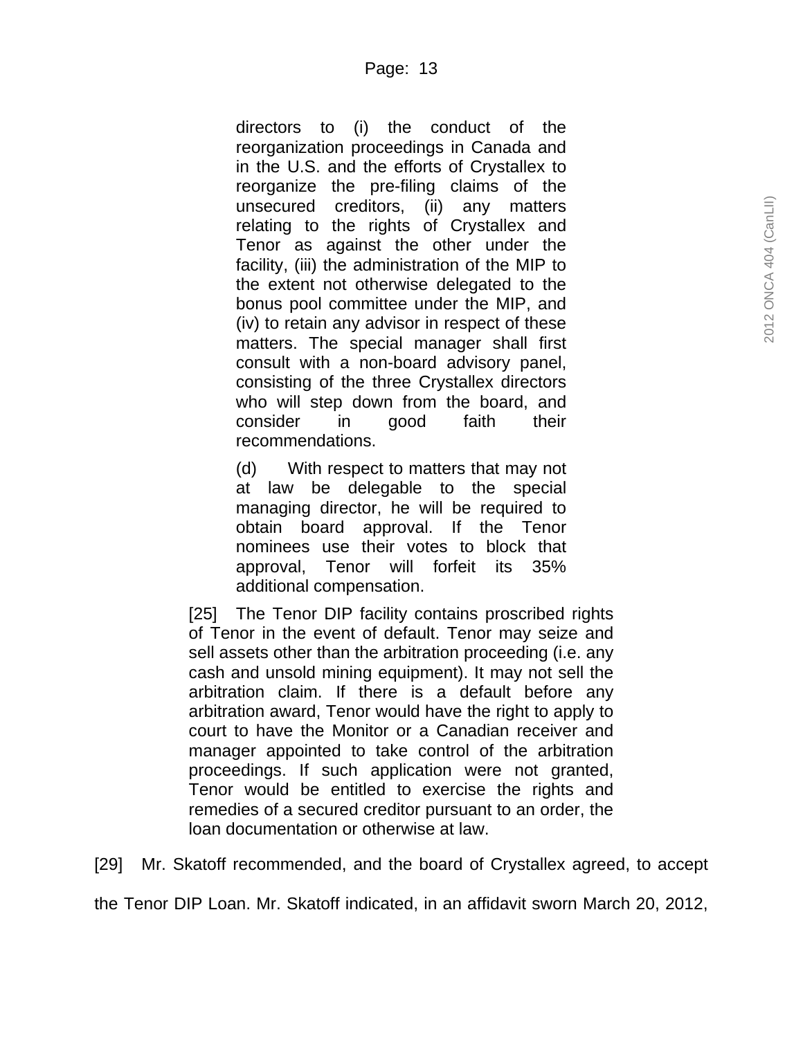> directors to (i) the conduct of the reorganization proceedings in Canada and in the U.S. and the efforts of Crystallex to reorganize the pre-filing claims of the unsecured creditors, (ii) any matters relating to the rights of Crystallex and Tenor as against the other under the facility, (iii) the administration of the MIP to the extent not otherwise delegated to the bonus pool committee under the MIP, and (iv) to retain any advisor in respect of these matters. The special manager shall first consult with a non-board advisory panel, consisting of the three Crystallex directors who will step down from the board, and consider in good faith their recommendations.
>
> (d) With respect to matters that may not at law be delegable to the special managing director, he will be required to obtain board approval. If the Tenor nominees use their votes to block that approval, Tenor will forfeit its 35% additional compensation.
>
> [25] The Tenor DIP facility contains proscribed rights of Tenor in the event of default. Tenor may seize and sell assets other than the arbitration proceeding (i.e. any cash and unsold mining equipment). It may not sell the arbitration claim. If there is a default before any arbitration award, Tenor would have the right to apply to court to have the Monitor or a Canadian receiver and manager appointed to take control of the arbitration proceedings. If such application were not granted, Tenor would be entitled to exercise the rights and remedies of a secured creditor pursuant to an order, the loan documentation or otherwise at law.

[29] Mr. Skatoff recommended, and the board of Crystallex agreed, to accept the Tenor DIP Loan. Mr. Skatoff indicated, in an affidavit sworn March 20, 2012,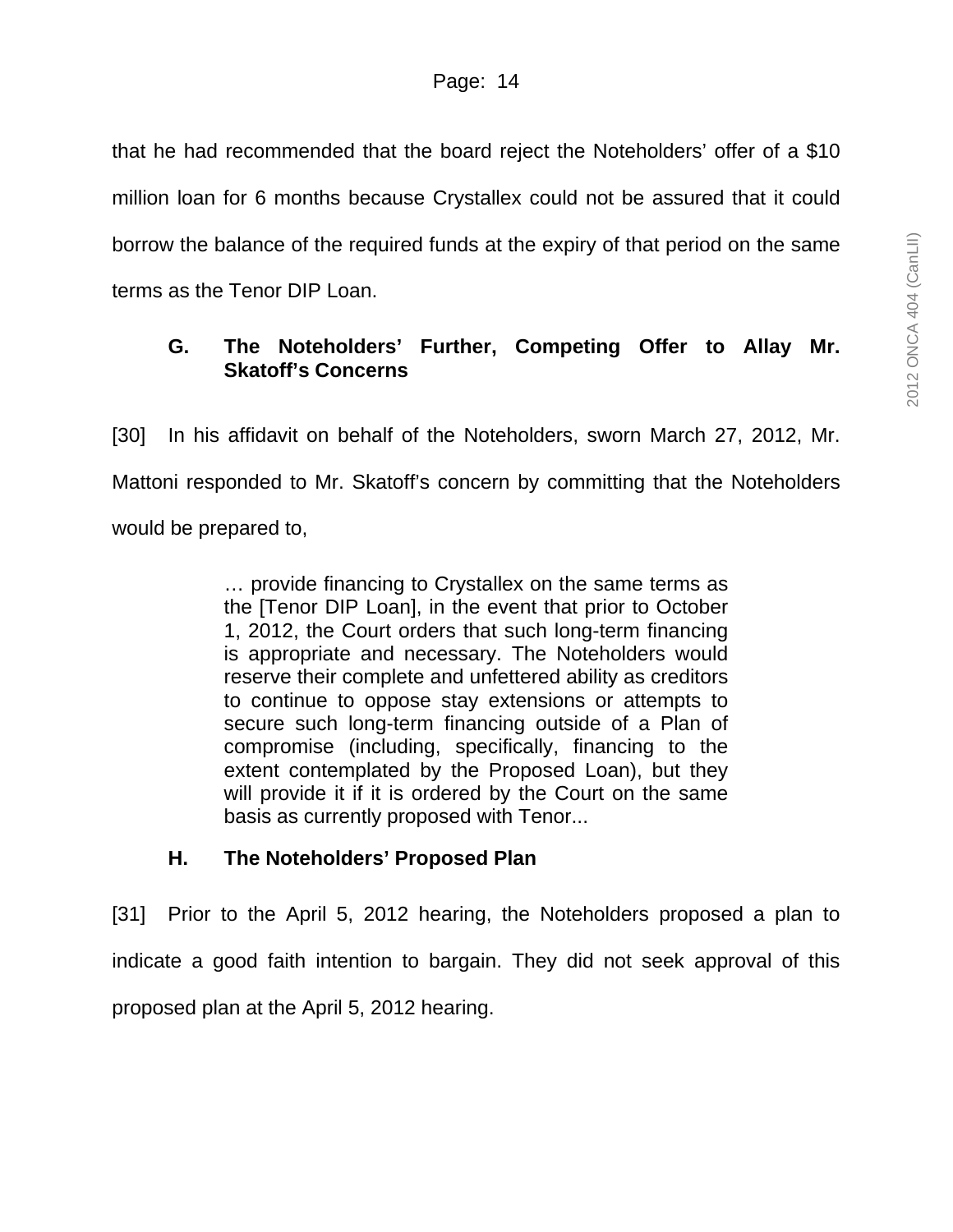that he had recommended that the board reject the Noteholders' offer of a $10 million loan for 6 months because Crystallex could not be assured that it could borrow the balance of the required funds at the expiry of that period on the same terms as the Tenor DIP Loan.

### G. The Noteholders' Further, Competing Offer to Allay Mr. Skatoff's Concerns

[30] In his affidavit on behalf of the Noteholders, sworn March 27, 2012, Mr. Mattoni responded to Mr. Skatoff's concern by committing that the Noteholders would be prepared to,

> … provide financing to Crystallex on the same terms as the [Tenor DIP Loan], in the event that prior to October 1, 2012, the Court orders that such long-term financing is appropriate and necessary. The Noteholders would reserve their complete and unfettered ability as creditors to continue to oppose stay extensions or attempts to secure such long-term financing outside of a Plan of compromise (including, specifically, financing to the extent contemplated by the Proposed Loan), but they will provide it if it is ordered by the Court on the same basis as currently proposed with Tenor...

### H. The Noteholders' Proposed Plan

[31] Prior to the April 5, 2012 hearing, the Noteholders proposed a plan to indicate a good faith intention to bargain. They did not seek approval of this proposed plan at the April 5, 2012 hearing.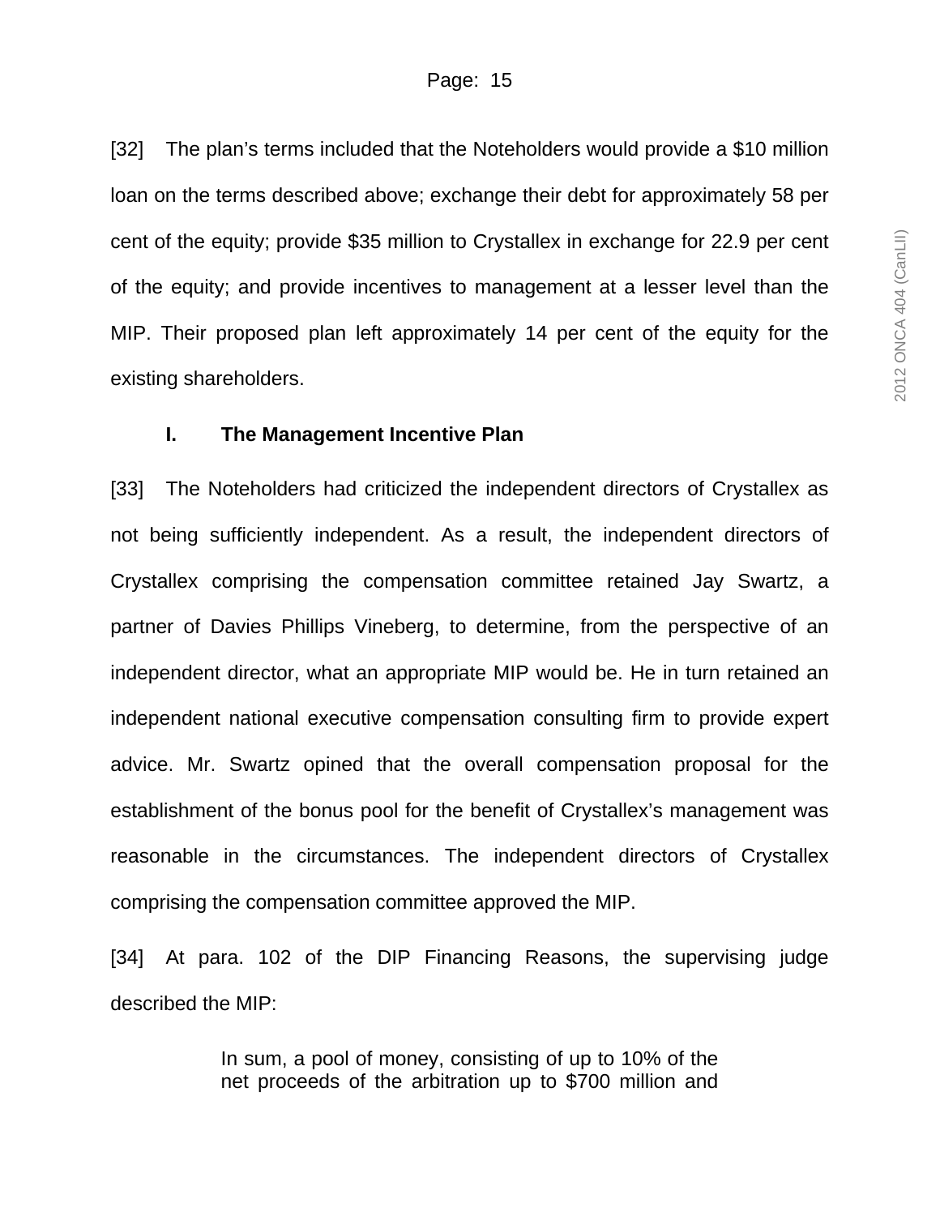[32] The plan's terms included that the Noteholders would provide a $10 million loan on the terms described above; exchange their debt for approximately 58 per cent of the equity; provide $35 million to Crystallex in exchange for 22.9 per cent of the equity; and provide incentives to management at a lesser level than the MIP. Their proposed plan left approximately 14 per cent of the equity for the existing shareholders.

### I. The Management Incentive Plan

[33] The Noteholders had criticized the independent directors of Crystallex as not being sufficiently independent. As a result, the independent directors of Crystallex comprising the compensation committee retained Jay Swartz, a partner of Davies Phillips Vineberg, to determine, from the perspective of an independent director, what an appropriate MIP would be. He in turn retained an independent national executive compensation consulting firm to provide expert advice. Mr. Swartz opined that the overall compensation proposal for the establishment of the bonus pool for the benefit of Crystallex's management was reasonable in the circumstances. The independent directors of Crystallex comprising the compensation committee approved the MIP.

[34] At para. 102 of the DIP Financing Reasons, the supervising judge described the MIP:

> In sum, a pool of money, consisting of up to 10% of the net proceeds of the arbitration up to $700 million and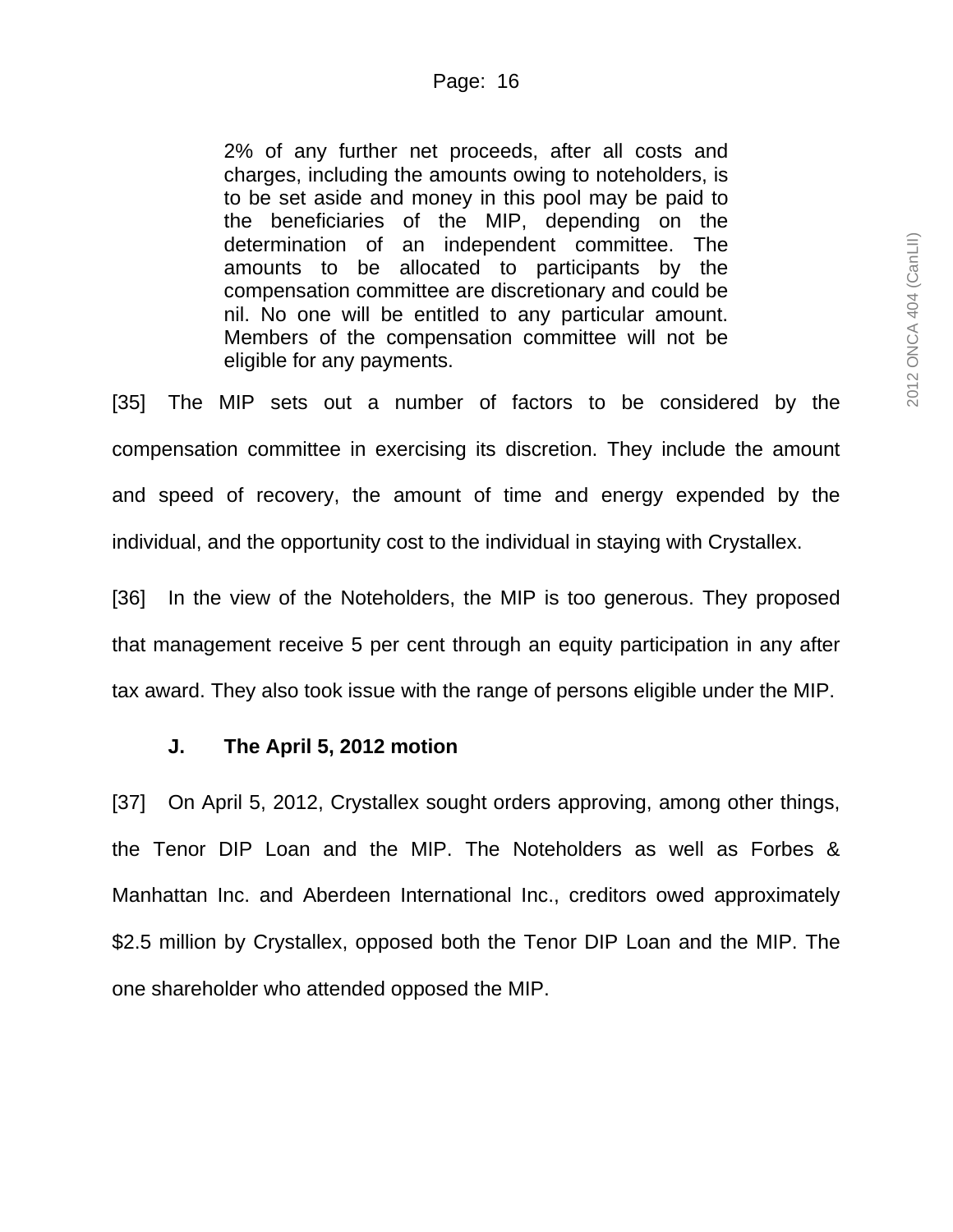> 2% of any further net proceeds, after all costs and charges, including the amounts owing to noteholders, is to be set aside and money in this pool may be paid to the beneficiaries of the MIP, depending on the determination of an independent committee. The amounts to be allocated to participants by the compensation committee are discretionary and could be nil. No one will be entitled to any particular amount. Members of the compensation committee will not be eligible for any payments.

[35] The MIP sets out a number of factors to be considered by the compensation committee in exercising its discretion. They include the amount and speed of recovery, the amount of time and energy expended by the individual, and the opportunity cost to the individual in staying with Crystallex.

[36] In the view of the Noteholders, the MIP is too generous. They proposed that management receive 5 per cent through an equity participation in any after tax award. They also took issue with the range of persons eligible under the MIP.

### J. The April 5, 2012 motion

[37] On April 5, 2012, Crystallex sought orders approving, among other things, the Tenor DIP Loan and the MIP. The Noteholders as well as Forbes & Manhattan Inc. and Aberdeen International Inc., creditors owed approximately $2.5 million by Crystallex, opposed both the Tenor DIP Loan and the MIP. The one shareholder who attended opposed the MIP.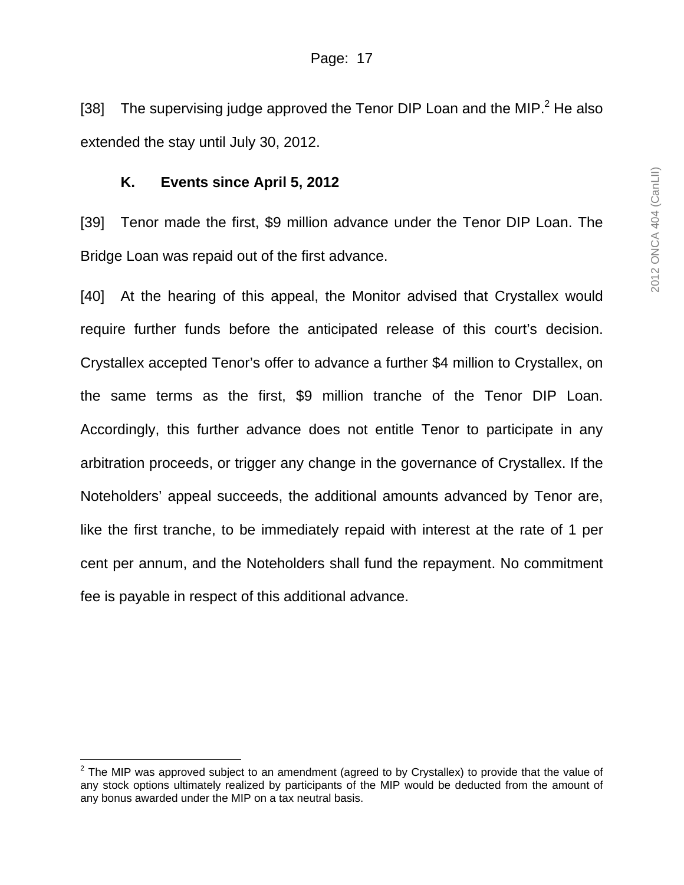[38] The supervising judge approved the Tenor DIP Loan and the MIP.[2] He also extended the stay until July 30, 2012.

### K. Events since April 5, 2012

[39] Tenor made the first, $9 million advance under the Tenor DIP Loan. The Bridge Loan was repaid out of the first advance.

[40] At the hearing of this appeal, the Monitor advised that Crystallex would require further funds before the anticipated release of this court's decision. Crystallex accepted Tenor's offer to advance a further $4 million to Crystallex, on the same terms as the first, $9 million tranche of the Tenor DIP Loan. Accordingly, this further advance does not entitle Tenor to participate in any arbitration proceeds, or trigger any change in the governance of Crystallex. If the Noteholders' appeal succeeds, the additional amounts advanced by Tenor are, like the first tranche, to be immediately repaid with interest at the rate of 1 per cent per annum, and the Noteholders shall fund the repayment. No commitment fee is payable in respect of this additional advance.

---

[2] The MIP was approved subject to an amendment (agreed to by Crystallex) to provide that the value of any stock options ultimately realized by participants of the MIP would be deducted from the amount of any bonus awarded under the MIP on a tax neutral basis.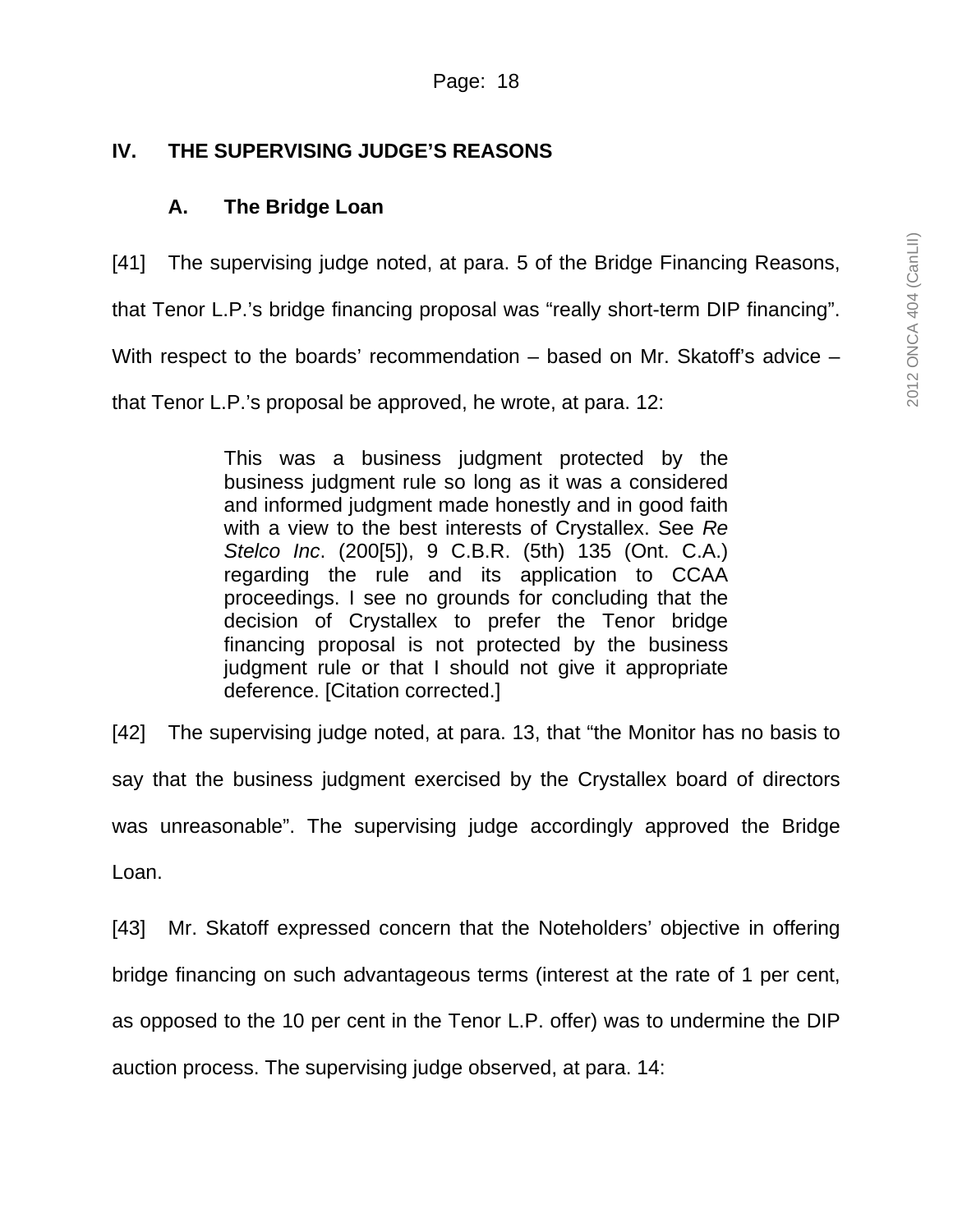## IV. THE SUPERVISING JUDGE'S REASONS

### A. The Bridge Loan

[41] The supervising judge noted, at para. 5 of the Bridge Financing Reasons, that Tenor L.P.'s bridge financing proposal was "really short-term DIP financing". With respect to the boards' recommendation – based on Mr. Skatoff's advice – that Tenor L.P.'s proposal be approved, he wrote, at para. 12:

> This was a business judgment protected by the business judgment rule so long as it was a considered and informed judgment made honestly and in good faith with a view to the best interests of Crystallex. See *Re Stelco Inc*. (200[5]), 9 C.B.R. (5th) 135 (Ont. C.A.) regarding the rule and its application to CCAA proceedings. I see no grounds for concluding that the decision of Crystallex to prefer the Tenor bridge financing proposal is not protected by the business judgment rule or that I should not give it appropriate deference. [Citation corrected.]

[42] The supervising judge noted, at para. 13, that "the Monitor has no basis to say that the business judgment exercised by the Crystallex board of directors was unreasonable". The supervising judge accordingly approved the Bridge Loan.

[43] Mr. Skatoff expressed concern that the Noteholders' objective in offering bridge financing on such advantageous terms (interest at the rate of 1 per cent, as opposed to the 10 per cent in the Tenor L.P. offer) was to undermine the DIP auction process. The supervising judge observed, at para. 14: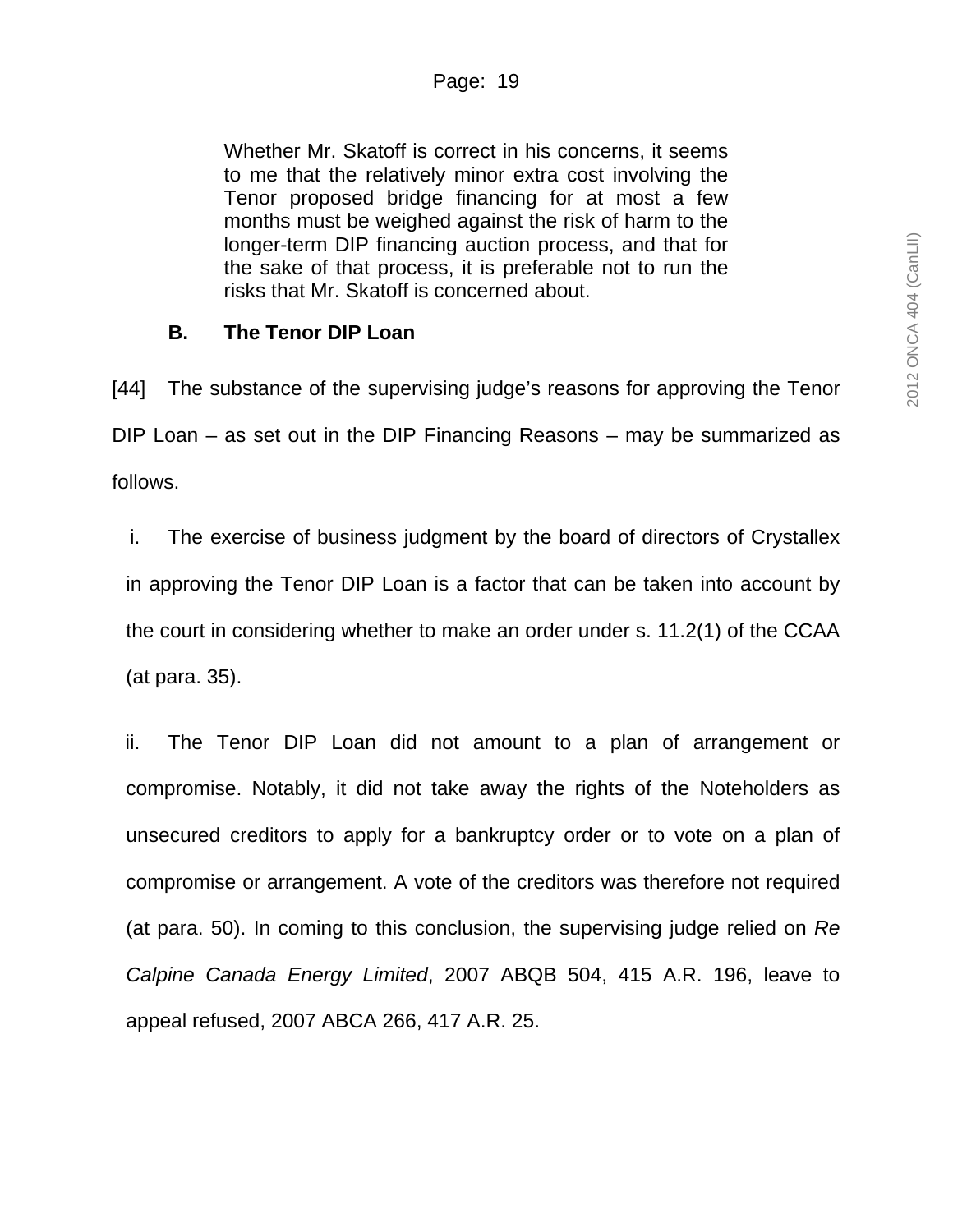> Whether Mr. Skatoff is correct in his concerns, it seems to me that the relatively minor extra cost involving the Tenor proposed bridge financing for at most a few months must be weighed against the risk of harm to the longer-term DIP financing auction process, and that for the sake of that process, it is preferable not to run the risks that Mr. Skatoff is concerned about.

### B. The Tenor DIP Loan

[44] The substance of the supervising judge's reasons for approving the Tenor DIP Loan – as set out in the DIP Financing Reasons – may be summarized as follows.

i. The exercise of business judgment by the board of directors of Crystallex in approving the Tenor DIP Loan is a factor that can be taken into account by the court in considering whether to make an order under s. 11.2(1) of the CCAA (at para. 35).

ii. The Tenor DIP Loan did not amount to a plan of arrangement or compromise. Notably, it did not take away the rights of the Noteholders as unsecured creditors to apply for a bankruptcy order or to vote on a plan of compromise or arrangement. A vote of the creditors was therefore not required (at para. 50). In coming to this conclusion, the supervising judge relied on *Re Calpine Canada Energy Limited*, 2007 ABQB 504, 415 A.R. 196, leave to appeal refused, 2007 ABCA 266, 417 A.R. 25.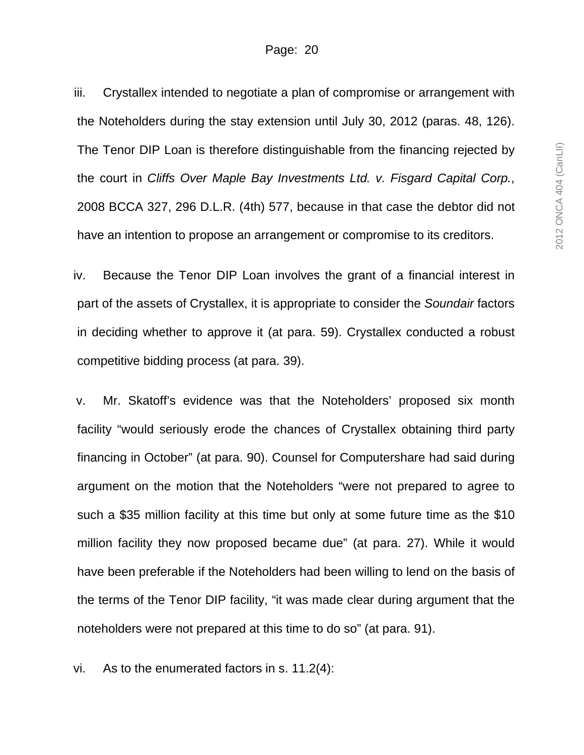iii. Crystallex intended to negotiate a plan of compromise or arrangement with the Noteholders during the stay extension until July 30, 2012 (paras. 48, 126). The Tenor DIP Loan is therefore distinguishable from the financing rejected by the court in *Cliffs Over Maple Bay Investments Ltd. v. Fisgard Capital Corp.*, 2008 BCCA 327, 296 D.L.R. (4th) 577, because in that case the debtor did not have an intention to propose an arrangement or compromise to its creditors.

iv. Because the Tenor DIP Loan involves the grant of a financial interest in part of the assets of Crystallex, it is appropriate to consider the *Soundair* factors in deciding whether to approve it (at para. 59). Crystallex conducted a robust competitive bidding process (at para. 39).

v. Mr. Skatoff's evidence was that the Noteholders' proposed six month facility "would seriously erode the chances of Crystallex obtaining third party financing in October" (at para. 90). Counsel for Computershare had said during argument on the motion that the Noteholders "were not prepared to agree to such a $35 million facility at this time but only at some future time as the $10 million facility they now proposed became due" (at para. 27). While it would have been preferable if the Noteholders had been willing to lend on the basis of the terms of the Tenor DIP facility, "it was made clear during argument that the noteholders were not prepared at this time to do so" (at para. 91).

vi. As to the enumerated factors in s. 11.2(4):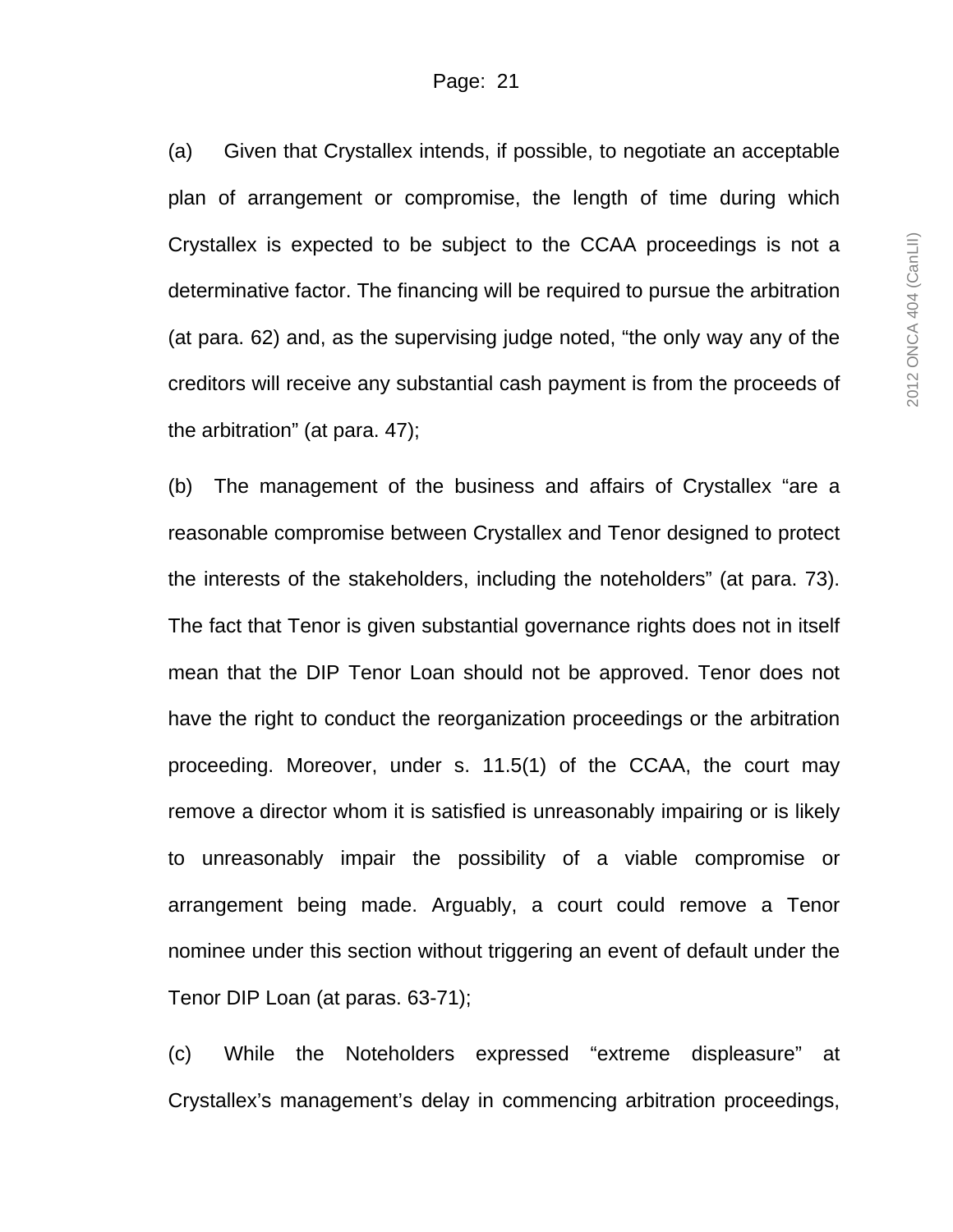(a) Given that Crystallex intends, if possible, to negotiate an acceptable plan of arrangement or compromise, the length of time during which Crystallex is expected to be subject to the CCAA proceedings is not a determinative factor. The financing will be required to pursue the arbitration (at para. 62) and, as the supervising judge noted, "the only way any of the creditors will receive any substantial cash payment is from the proceeds of the arbitration" (at para. 47);

(b) The management of the business and affairs of Crystallex "are a reasonable compromise between Crystallex and Tenor designed to protect the interests of the stakeholders, including the noteholders" (at para. 73). The fact that Tenor is given substantial governance rights does not in itself mean that the DIP Tenor Loan should not be approved. Tenor does not have the right to conduct the reorganization proceedings or the arbitration proceeding. Moreover, under s. 11.5(1) of the CCAA, the court may remove a director whom it is satisfied is unreasonably impairing or is likely to unreasonably impair the possibility of a viable compromise or arrangement being made. Arguably, a court could remove a Tenor nominee under this section without triggering an event of default under the Tenor DIP Loan (at paras. 63-71);

(c) While the Noteholders expressed "extreme displeasure" at Crystallex's management's delay in commencing arbitration proceedings,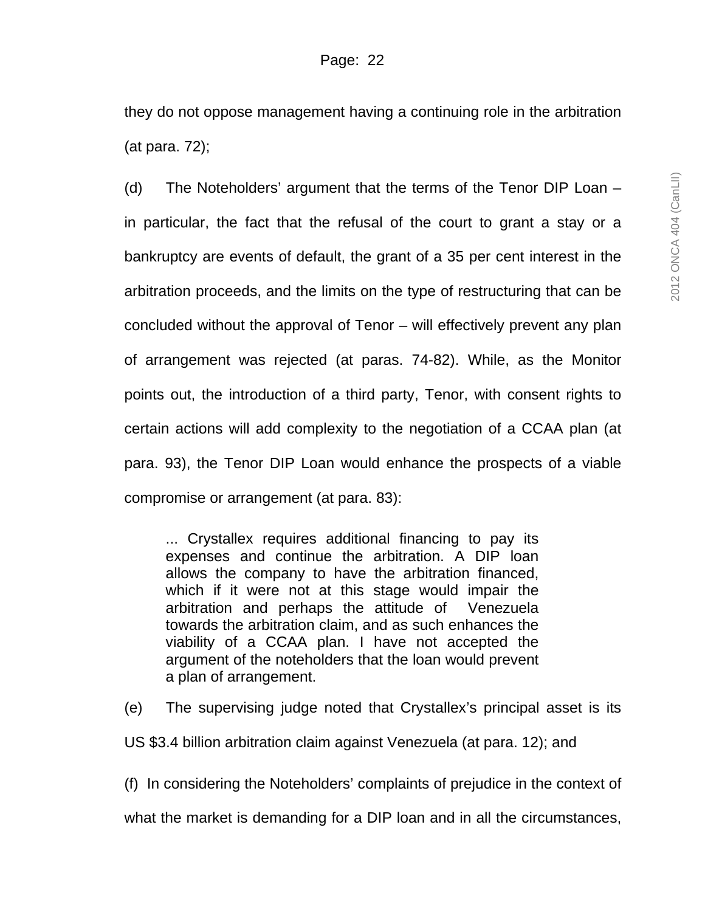they do not oppose management having a continuing role in the arbitration (at para. 72);

(d) The Noteholders' argument that the terms of the Tenor DIP Loan – in particular, the fact that the refusal of the court to grant a stay or a bankruptcy are events of default, the grant of a 35 per cent interest in the arbitration proceeds, and the limits on the type of restructuring that can be concluded without the approval of Tenor – will effectively prevent any plan of arrangement was rejected (at paras. 74-82). While, as the Monitor points out, the introduction of a third party, Tenor, with consent rights to certain actions will add complexity to the negotiation of a CCAA plan (at para. 93), the Tenor DIP Loan would enhance the prospects of a viable compromise or arrangement (at para. 83):

> ... Crystallex requires additional financing to pay its expenses and continue the arbitration. A DIP loan allows the company to have the arbitration financed, which if it were not at this stage would impair the arbitration and perhaps the attitude of Venezuela towards the arbitration claim, and as such enhances the viability of a CCAA plan. I have not accepted the argument of the noteholders that the loan would prevent a plan of arrangement.

(e) The supervising judge noted that Crystallex's principal asset is its US $3.4 billion arbitration claim against Venezuela (at para. 12); and

(f) In considering the Noteholders' complaints of prejudice in the context of what the market is demanding for a DIP loan and in all the circumstances,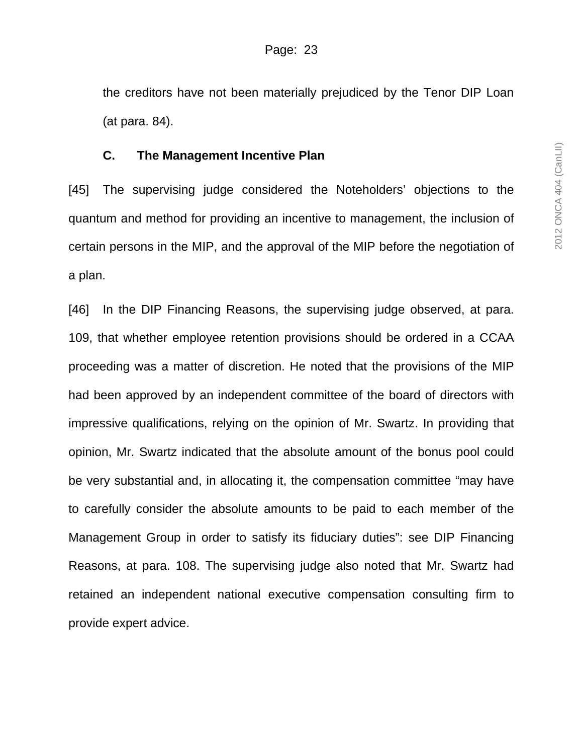the creditors have not been materially prejudiced by the Tenor DIP Loan (at para. 84).

### C. The Management Incentive Plan

[45] The supervising judge considered the Noteholders' objections to the quantum and method for providing an incentive to management, the inclusion of certain persons in the MIP, and the approval of the MIP before the negotiation of a plan.

[46] In the DIP Financing Reasons, the supervising judge observed, at para. 109, that whether employee retention provisions should be ordered in a CCAA proceeding was a matter of discretion. He noted that the provisions of the MIP had been approved by an independent committee of the board of directors with impressive qualifications, relying on the opinion of Mr. Swartz. In providing that opinion, Mr. Swartz indicated that the absolute amount of the bonus pool could be very substantial and, in allocating it, the compensation committee "may have to carefully consider the absolute amounts to be paid to each member of the Management Group in order to satisfy its fiduciary duties": see DIP Financing Reasons, at para. 108. The supervising judge also noted that Mr. Swartz had retained an independent national executive compensation consulting firm to provide expert advice.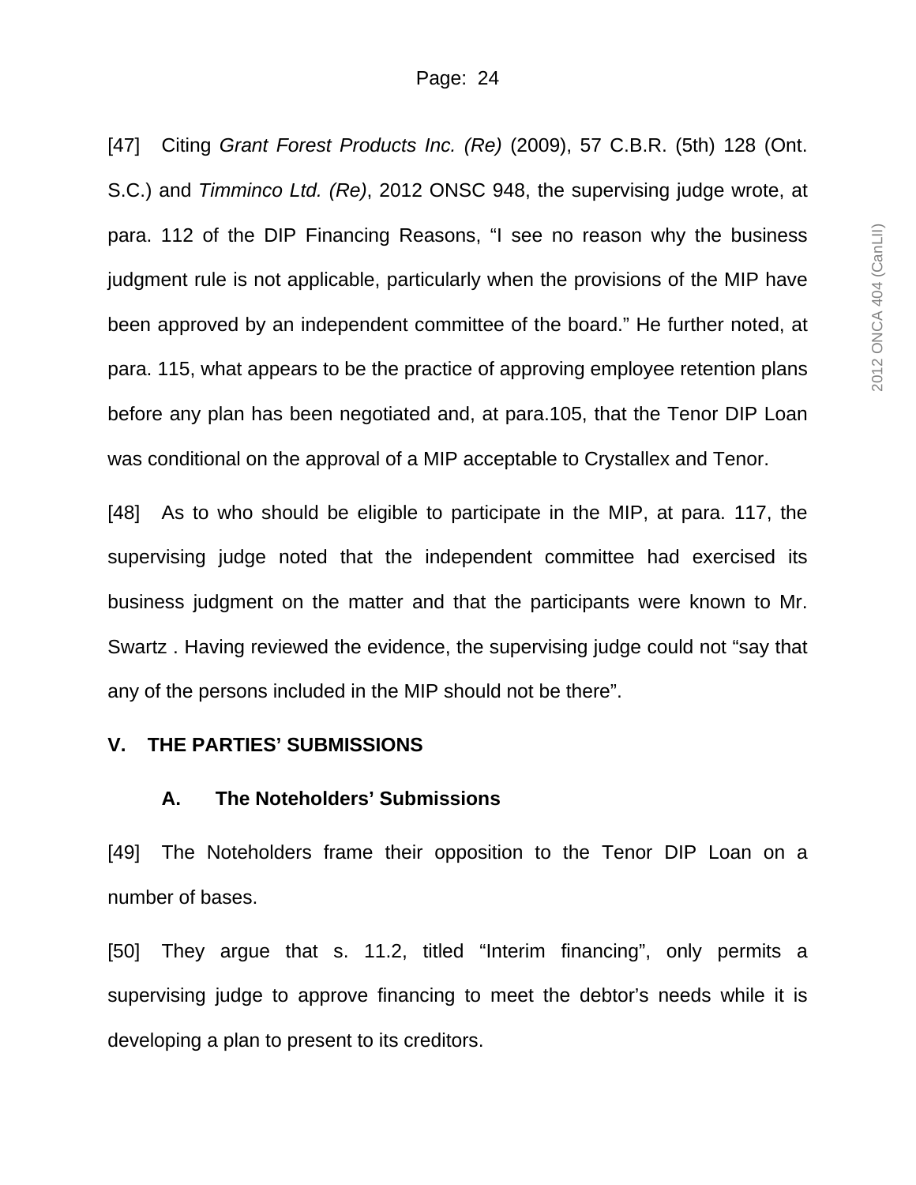[47] Citing *Grant Forest Products Inc. (Re)* (2009), 57 C.B.R. (5th) 128 (Ont. S.C.) and *Timminco Ltd. (Re)*, 2012 ONSC 948, the supervising judge wrote, at para. 112 of the DIP Financing Reasons, "I see no reason why the business judgment rule is not applicable, particularly when the provisions of the MIP have been approved by an independent committee of the board." He further noted, at para. 115, what appears to be the practice of approving employee retention plans before any plan has been negotiated and, at para.105, that the Tenor DIP Loan was conditional on the approval of a MIP acceptable to Crystallex and Tenor.

[48] As to who should be eligible to participate in the MIP, at para. 117, the supervising judge noted that the independent committee had exercised its business judgment on the matter and that the participants were known to Mr. Swartz . Having reviewed the evidence, the supervising judge could not "say that any of the persons included in the MIP should not be there".

## V. THE PARTIES' SUBMISSIONS

### A. The Noteholders' Submissions

[49] The Noteholders frame their opposition to the Tenor DIP Loan on a number of bases.

[50] They argue that s. 11.2, titled "Interim financing", only permits a supervising judge to approve financing to meet the debtor's needs while it is developing a plan to present to its creditors.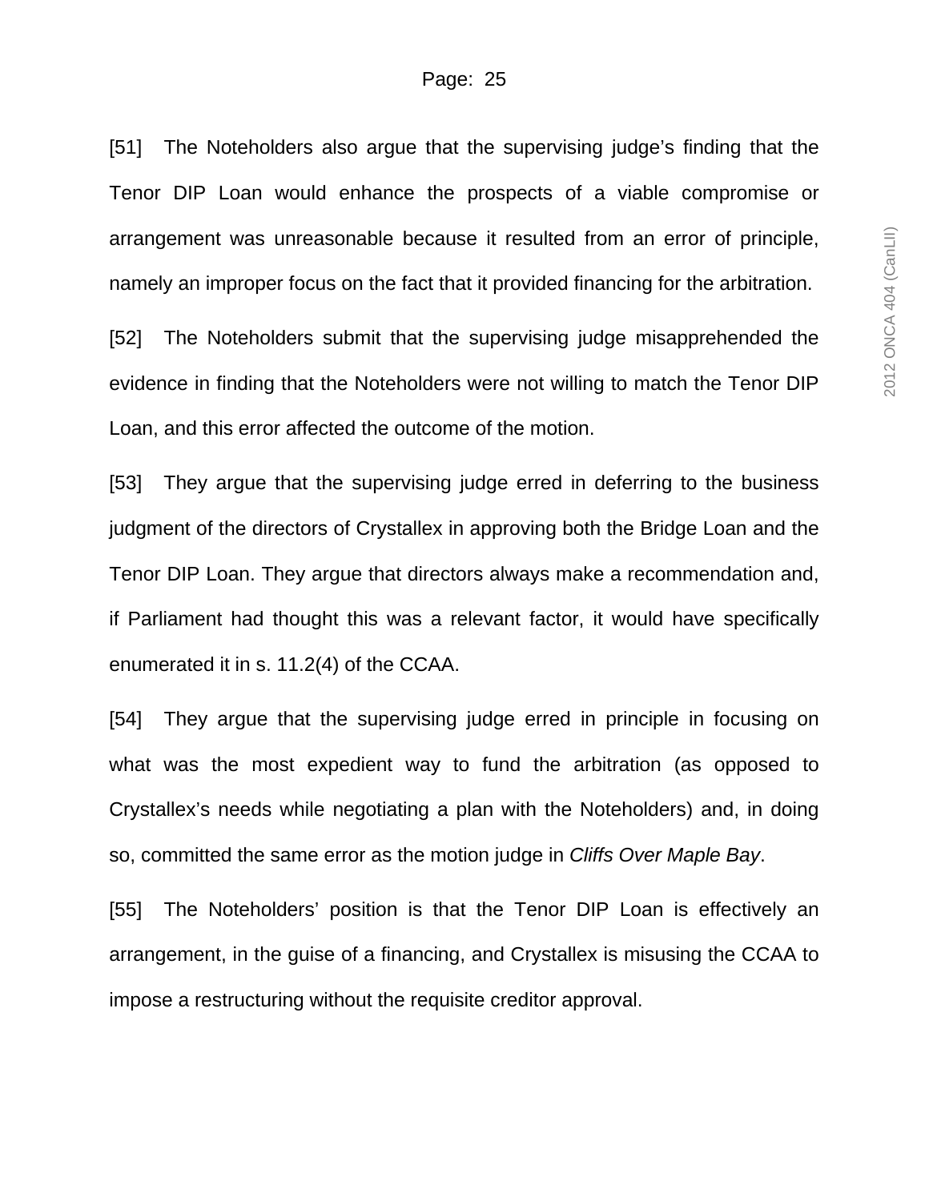[51] The Noteholders also argue that the supervising judge's finding that the Tenor DIP Loan would enhance the prospects of a viable compromise or arrangement was unreasonable because it resulted from an error of principle, namely an improper focus on the fact that it provided financing for the arbitration.

[52] The Noteholders submit that the supervising judge misapprehended the evidence in finding that the Noteholders were not willing to match the Tenor DIP Loan, and this error affected the outcome of the motion.

[53] They argue that the supervising judge erred in deferring to the business judgment of the directors of Crystallex in approving both the Bridge Loan and the Tenor DIP Loan. They argue that directors always make a recommendation and, if Parliament had thought this was a relevant factor, it would have specifically enumerated it in s. 11.2(4) of the CCAA.

[54] They argue that the supervising judge erred in principle in focusing on what was the most expedient way to fund the arbitration (as opposed to Crystallex's needs while negotiating a plan with the Noteholders) and, in doing so, committed the same error as the motion judge in *Cliffs Over Maple Bay*.

[55] The Noteholders' position is that the Tenor DIP Loan is effectively an arrangement, in the guise of a financing, and Crystallex is misusing the CCAA to impose a restructuring without the requisite creditor approval.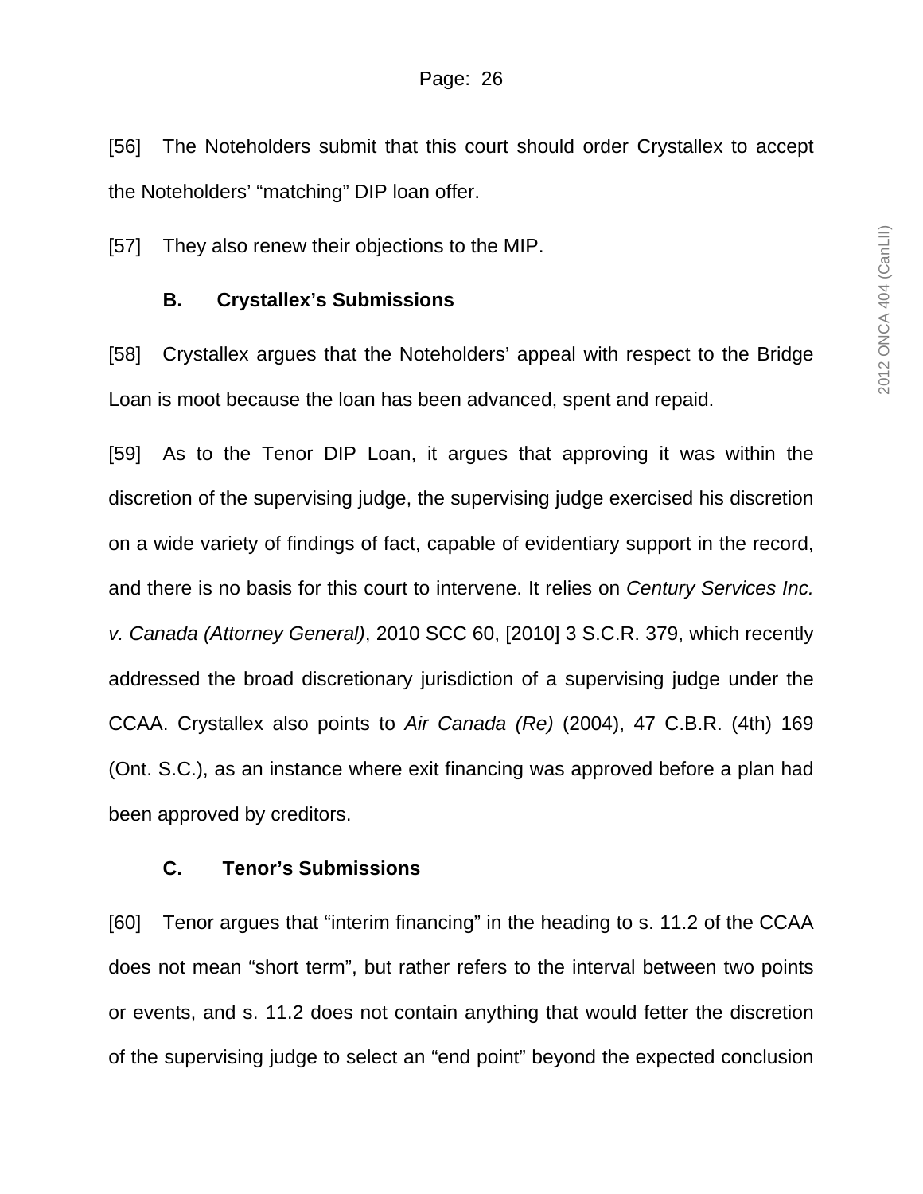[56] The Noteholders submit that this court should order Crystallex to accept the Noteholders' "matching" DIP loan offer.

[57] They also renew their objections to the MIP.

### B. Crystallex's Submissions

[58] Crystallex argues that the Noteholders' appeal with respect to the Bridge Loan is moot because the loan has been advanced, spent and repaid.

[59] As to the Tenor DIP Loan, it argues that approving it was within the discretion of the supervising judge, the supervising judge exercised his discretion on a wide variety of findings of fact, capable of evidentiary support in the record, and there is no basis for this court to intervene. It relies on *Century Services Inc. v. Canada (Attorney General)*, 2010 SCC 60, [2010] 3 S.C.R. 379, which recently addressed the broad discretionary jurisdiction of a supervising judge under the CCAA. Crystallex also points to *Air Canada (Re)* (2004), 47 C.B.R. (4th) 169 (Ont. S.C.), as an instance where exit financing was approved before a plan had been approved by creditors.

### C. Tenor's Submissions

[60] Tenor argues that "interim financing" in the heading to s. 11.2 of the CCAA does not mean "short term", but rather refers to the interval between two points or events, and s. 11.2 does not contain anything that would fetter the discretion of the supervising judge to select an "end point" beyond the expected conclusion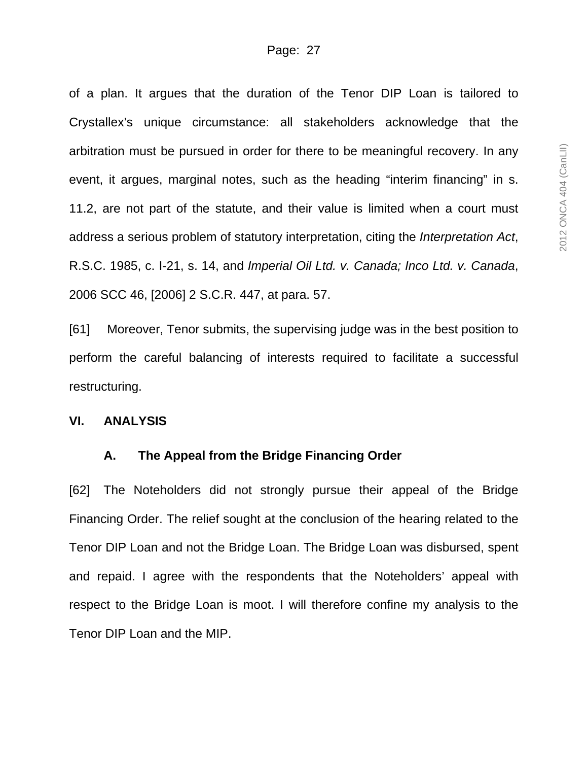of a plan. It argues that the duration of the Tenor DIP Loan is tailored to Crystallex's unique circumstance: all stakeholders acknowledge that the arbitration must be pursued in order for there to be meaningful recovery. In any event, it argues, marginal notes, such as the heading "interim financing" in s. 11.2, are not part of the statute, and their value is limited when a court must address a serious problem of statutory interpretation, citing the *Interpretation Act*, R.S.C. 1985, c. I-21, s. 14, and *Imperial Oil Ltd. v. Canada; Inco Ltd. v. Canada*, 2006 SCC 46, [2006] 2 S.C.R. 447, at para. 57.

[61] Moreover, Tenor submits, the supervising judge was in the best position to perform the careful balancing of interests required to facilitate a successful restructuring.

## VI. ANALYSIS

### A. The Appeal from the Bridge Financing Order

[62] The Noteholders did not strongly pursue their appeal of the Bridge Financing Order. The relief sought at the conclusion of the hearing related to the Tenor DIP Loan and not the Bridge Loan. The Bridge Loan was disbursed, spent and repaid. I agree with the respondents that the Noteholders' appeal with respect to the Bridge Loan is moot. I will therefore confine my analysis to the Tenor DIP Loan and the MIP.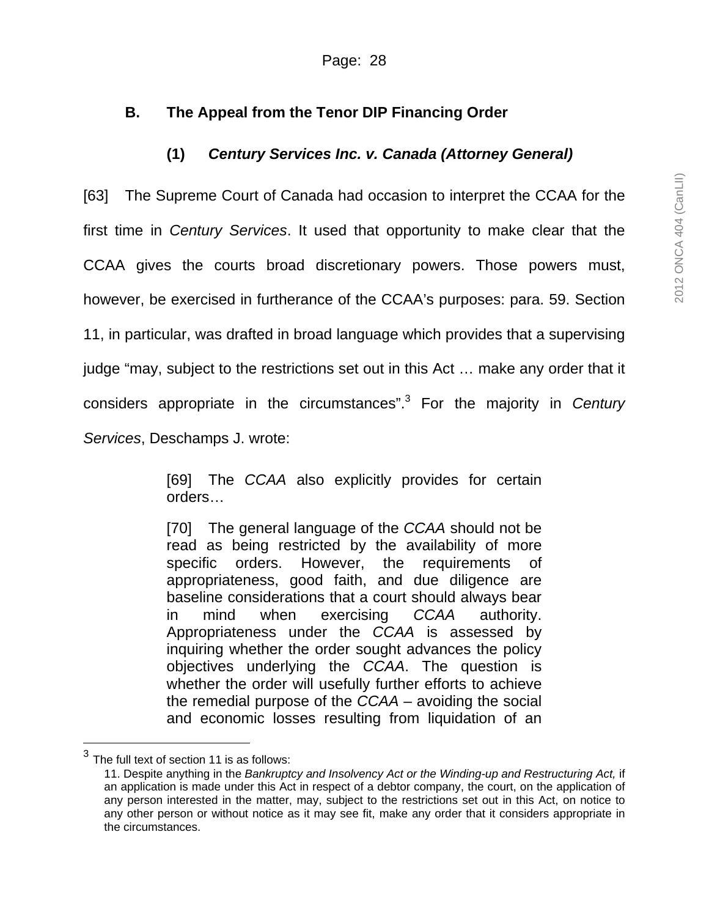## B. The Appeal from the Tenor DIP Financing Order

### (1) *Century Services Inc. v. Canada (Attorney General)*

[63] The Supreme Court of Canada had occasion to interpret the CCAA for the first time in *Century Services*. It used that opportunity to make clear that the CCAA gives the courts broad discretionary powers. Those powers must, however, be exercised in furtherance of the CCAA's purposes: para. 59. Section 11, in particular, was drafted in broad language which provides that a supervising judge "may, subject to the restrictions set out in this Act … make any order that it considers appropriate in the circumstances".[3] For the majority in *Century Services*, Deschamps J. wrote:

> [69] The *CCAA* also explicitly provides for certain orders…
>
> [70] The general language of the *CCAA* should not be read as being restricted by the availability of more specific orders. However, the requirements of appropriateness, good faith, and due diligence are baseline considerations that a court should always bear in mind when exercising *CCAA* authority. Appropriateness under the *CCAA* is assessed by inquiring whether the order sought advances the policy objectives underlying the *CCAA*. The question is whether the order will usefully further efforts to achieve the remedial purpose of the *CCAA* – avoiding the social and economic losses resulting from liquidation of an

---

[3] The full text of section 11 is as follows:

11. Despite anything in the *Bankruptcy and Insolvency Act or the Winding-up and Restructuring Act,* if an application is made under this Act in respect of a debtor company, the court, on the application of any person interested in the matter, may, subject to the restrictions set out in this Act, on notice to any other person or without notice as it may see fit, make any order that it considers appropriate in the circumstances.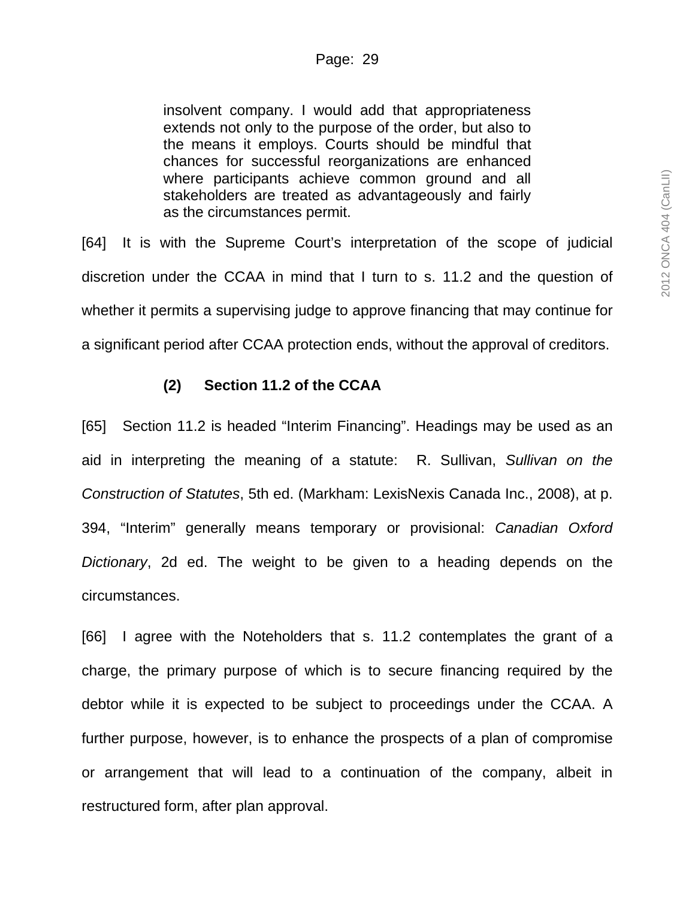> insolvent company. I would add that appropriateness extends not only to the purpose of the order, but also to the means it employs. Courts should be mindful that chances for successful reorganizations are enhanced where participants achieve common ground and all stakeholders are treated as advantageously and fairly as the circumstances permit.

[64] It is with the Supreme Court's interpretation of the scope of judicial discretion under the CCAA in mind that I turn to s. 11.2 and the question of whether it permits a supervising judge to approve financing that may continue for a significant period after CCAA protection ends, without the approval of creditors.

### (2) Section 11.2 of the CCAA

[65] Section 11.2 is headed "Interim Financing". Headings may be used as an aid in interpreting the meaning of a statute: R. Sullivan, *Sullivan on the Construction of Statutes*, 5th ed. (Markham: LexisNexis Canada Inc., 2008), at p. 394, "Interim" generally means temporary or provisional: *Canadian Oxford Dictionary*, 2d ed. The weight to be given to a heading depends on the circumstances.

[66] I agree with the Noteholders that s. 11.2 contemplates the grant of a charge, the primary purpose of which is to secure financing required by the debtor while it is expected to be subject to proceedings under the CCAA. A further purpose, however, is to enhance the prospects of a plan of compromise or arrangement that will lead to a continuation of the company, albeit in restructured form, after plan approval.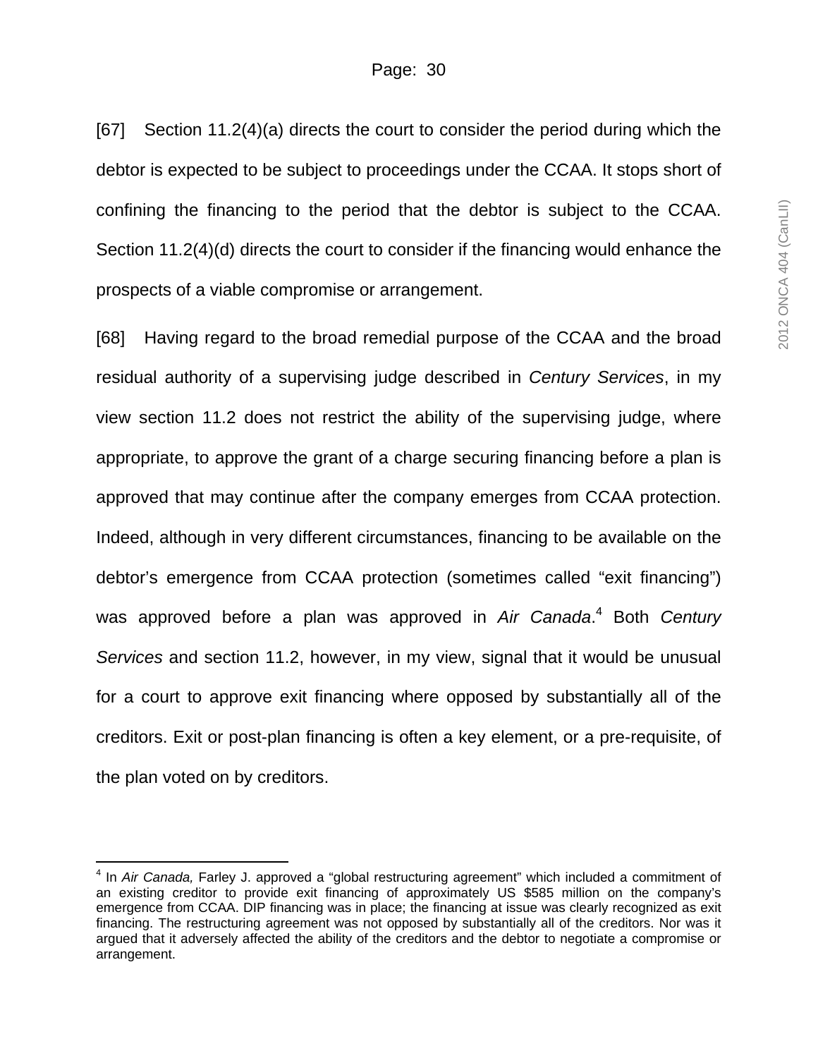[67] Section 11.2(4)(a) directs the court to consider the period during which the debtor is expected to be subject to proceedings under the CCAA. It stops short of confining the financing to the period that the debtor is subject to the CCAA. Section 11.2(4)(d) directs the court to consider if the financing would enhance the prospects of a viable compromise or arrangement.

[68] Having regard to the broad remedial purpose of the CCAA and the broad residual authority of a supervising judge described in *Century Services*, in my view section 11.2 does not restrict the ability of the supervising judge, where appropriate, to approve the grant of a charge securing financing before a plan is approved that may continue after the company emerges from CCAA protection. Indeed, although in very different circumstances, financing to be available on the debtor's emergence from CCAA protection (sometimes called "exit financing") was approved before a plan was approved in *Air Canada*.[4] Both *Century Services* and section 11.2, however, in my view, signal that it would be unusual for a court to approve exit financing where opposed by substantially all of the creditors. Exit or post-plan financing is often a key element, or a pre-requisite, of the plan voted on by creditors.

[4] In *Air Canada,* Farley J. approved a "global restructuring agreement" which included a commitment of an existing creditor to provide exit financing of approximately US $585 million on the company's emergence from CCAA. DIP financing was in place; the financing at issue was clearly recognized as exit financing. The restructuring agreement was not opposed by substantially all of the creditors. Nor was it argued that it adversely affected the ability of the creditors and the debtor to negotiate a compromise or arrangement.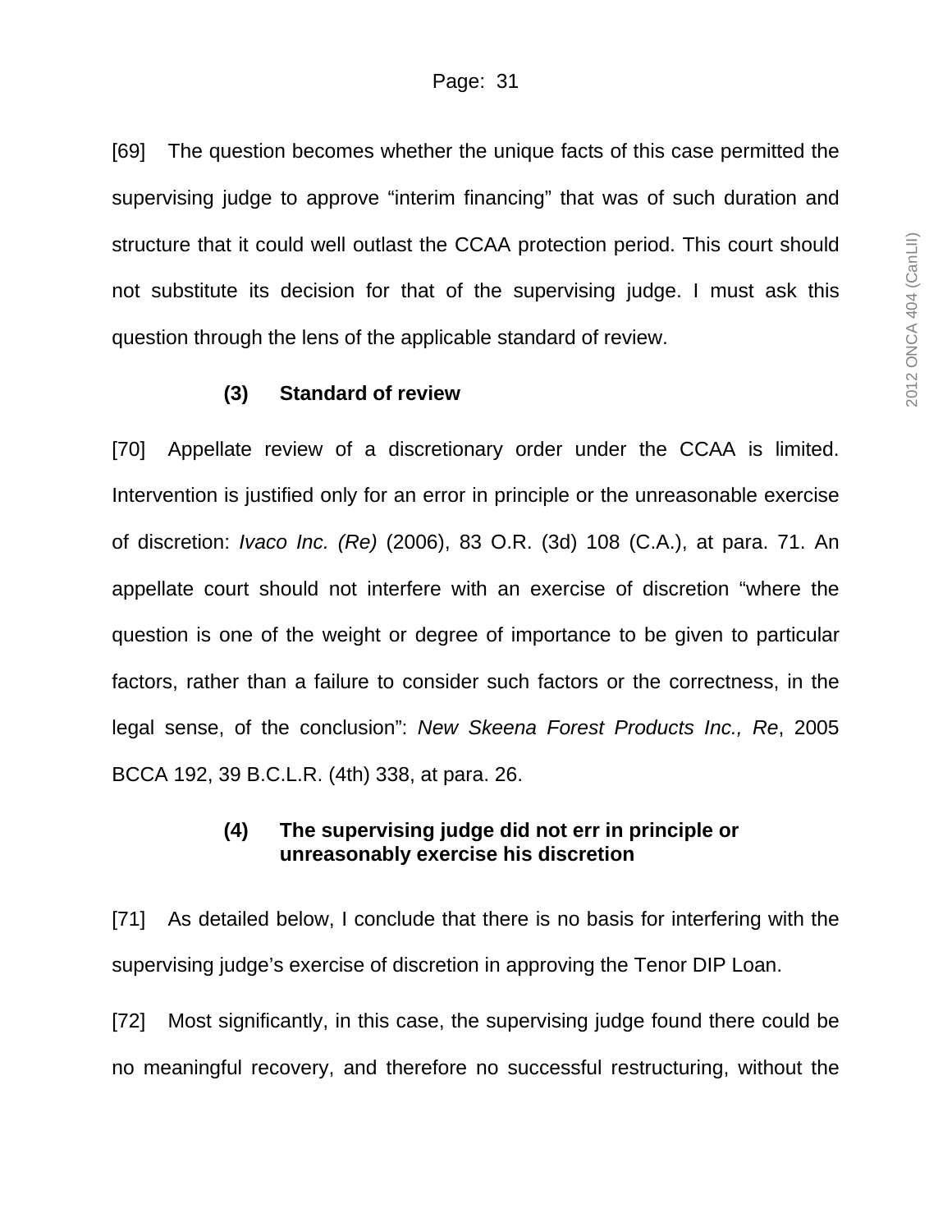[69] The question becomes whether the unique facts of this case permitted the supervising judge to approve "interim financing" that was of such duration and structure that it could well outlast the CCAA protection period. This court should not substitute its decision for that of the supervising judge. I must ask this question through the lens of the applicable standard of review.

### (3) Standard of review

[70] Appellate review of a discretionary order under the CCAA is limited. Intervention is justified only for an error in principle or the unreasonable exercise of discretion: *Ivaco Inc. (Re)* (2006), 83 O.R. (3d) 108 (C.A.), at para. 71. An appellate court should not interfere with an exercise of discretion "where the question is one of the weight or degree of importance to be given to particular factors, rather than a failure to consider such factors or the correctness, in the legal sense, of the conclusion": *New Skeena Forest Products Inc., Re*, 2005 BCCA 192, 39 B.C.L.R. (4th) 338, at para. 26.

### (4) The supervising judge did not err in principle or unreasonably exercise his discretion

[71] As detailed below, I conclude that there is no basis for interfering with the supervising judge's exercise of discretion in approving the Tenor DIP Loan.

[72] Most significantly, in this case, the supervising judge found there could be no meaningful recovery, and therefore no successful restructuring, without the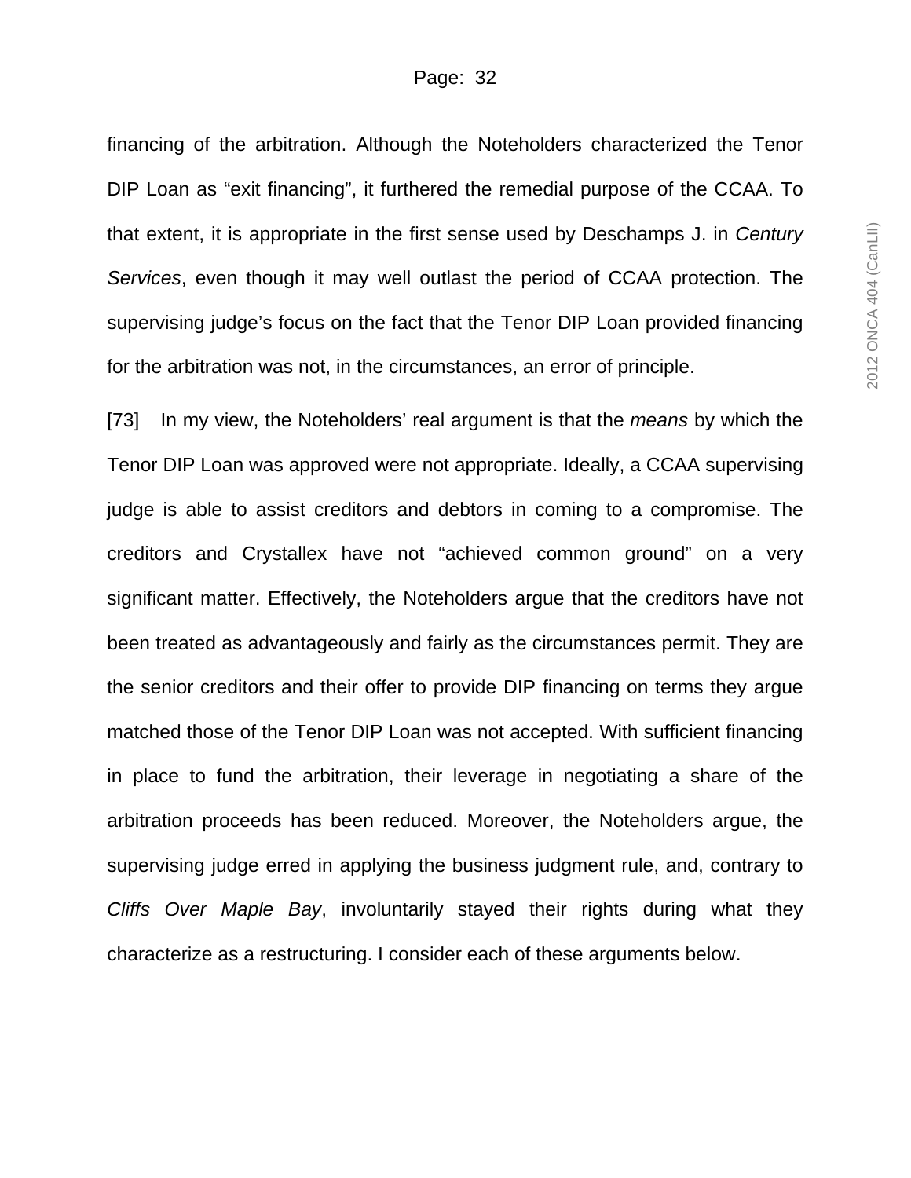financing of the arbitration. Although the Noteholders characterized the Tenor DIP Loan as “exit financing”, it furthered the remedial purpose of the CCAA. To that extent, it is appropriate in the first sense used by Deschamps J. in *Century Services*, even though it may well outlast the period of CCAA protection. The supervising judge’s focus on the fact that the Tenor DIP Loan provided financing for the arbitration was not, in the circumstances, an error of principle.

[73] In my view, the Noteholders’ real argument is that the *means* by which the Tenor DIP Loan was approved were not appropriate. Ideally, a CCAA supervising judge is able to assist creditors and debtors in coming to a compromise. The creditors and Crystallex have not “achieved common ground” on a very significant matter. Effectively, the Noteholders argue that the creditors have not been treated as advantageously and fairly as the circumstances permit. They are the senior creditors and their offer to provide DIP financing on terms they argue matched those of the Tenor DIP Loan was not accepted. With sufficient financing in place to fund the arbitration, their leverage in negotiating a share of the arbitration proceeds has been reduced. Moreover, the Noteholders argue, the supervising judge erred in applying the business judgment rule, and, contrary to *Cliffs Over Maple Bay*, involuntarily stayed their rights during what they characterize as a restructuring. I consider each of these arguments below.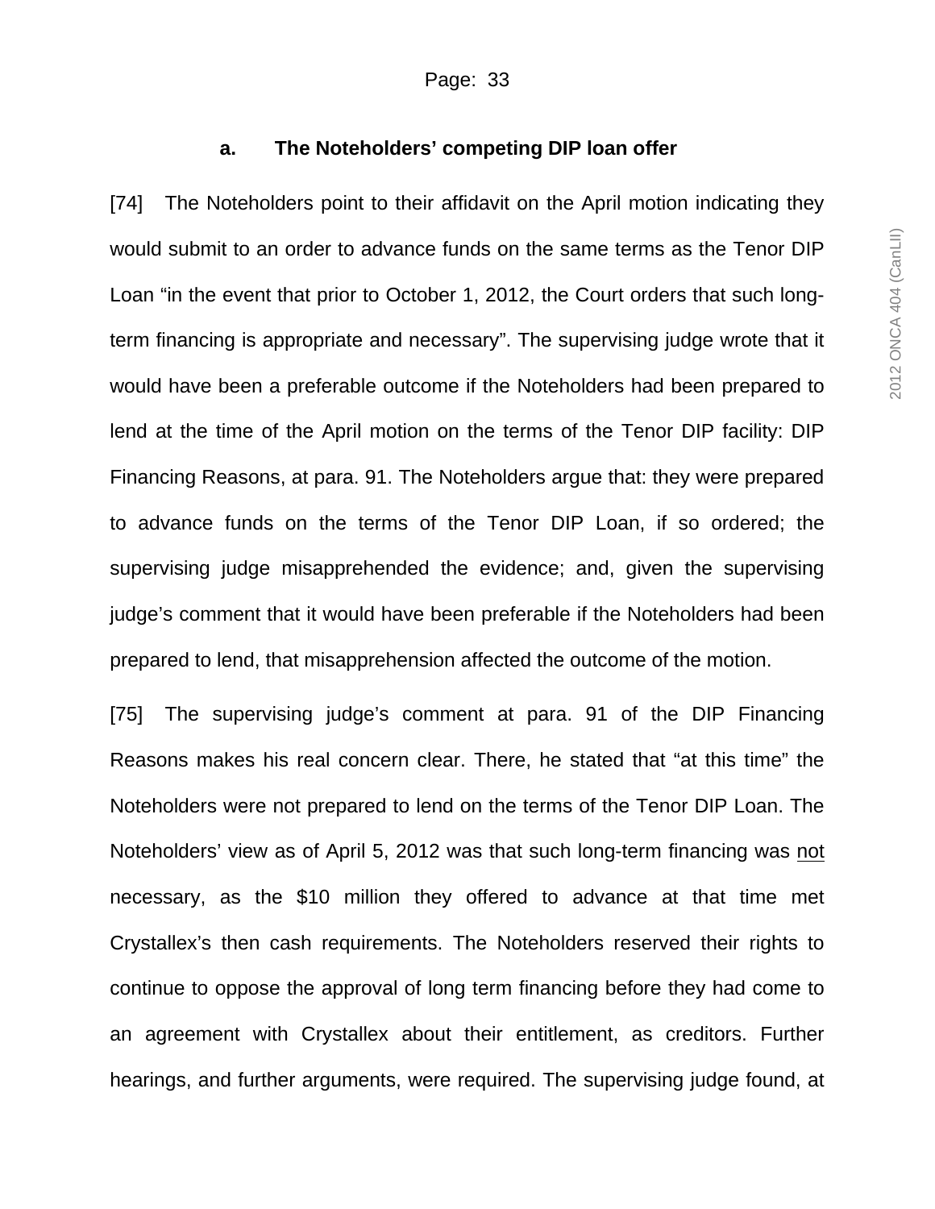### a. The Noteholders' competing DIP loan offer

[74] The Noteholders point to their affidavit on the April motion indicating they would submit to an order to advance funds on the same terms as the Tenor DIP Loan "in the event that prior to October 1, 2012, the Court orders that such long-term financing is appropriate and necessary". The supervising judge wrote that it would have been a preferable outcome if the Noteholders had been prepared to lend at the time of the April motion on the terms of the Tenor DIP facility: DIP Financing Reasons, at para. 91. The Noteholders argue that: they were prepared to advance funds on the terms of the Tenor DIP Loan, if so ordered; the supervising judge misapprehended the evidence; and, given the supervising judge's comment that it would have been preferable if the Noteholders had been prepared to lend, that misapprehension affected the outcome of the motion.

[75] The supervising judge's comment at para. 91 of the DIP Financing Reasons makes his real concern clear. There, he stated that "at this time" the Noteholders were not prepared to lend on the terms of the Tenor DIP Loan. The Noteholders' view as of April 5, 2012 was that such long-term financing was <u>not</u> necessary, as the $10 million they offered to advance at that time met Crystallex's then cash requirements. The Noteholders reserved their rights to continue to oppose the approval of long term financing before they had come to an agreement with Crystallex about their entitlement, as creditors. Further hearings, and further arguments, were required. The supervising judge found, at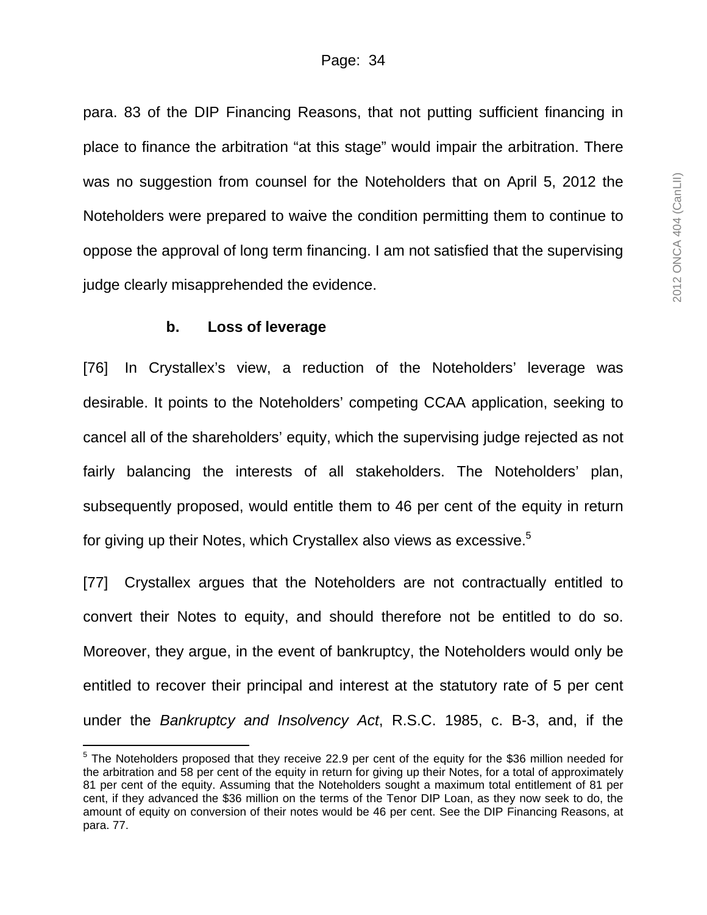para. 83 of the DIP Financing Reasons, that not putting sufficient financing in place to finance the arbitration "at this stage" would impair the arbitration. There was no suggestion from counsel for the Noteholders that on April 5, 2012 the Noteholders were prepared to waive the condition permitting them to continue to oppose the approval of long term financing. I am not satisfied that the supervising judge clearly misapprehended the evidence.

**b. Loss of leverage**

[76] In Crystallex's view, a reduction of the Noteholders' leverage was desirable. It points to the Noteholders' competing CCAA application, seeking to cancel all of the shareholders' equity, which the supervising judge rejected as not fairly balancing the interests of all stakeholders. The Noteholders' plan, subsequently proposed, would entitle them to 46 per cent of the equity in return for giving up their Notes, which Crystallex also views as excessive.[5]

[77] Crystallex argues that the Noteholders are not contractually entitled to convert their Notes to equity, and should therefore not be entitled to do so. Moreover, they argue, in the event of bankruptcy, the Noteholders would only be entitled to recover their principal and interest at the statutory rate of 5 per cent under the *Bankruptcy and Insolvency Act*, R.S.C. 1985, c. B-3, and, if the

---

[5] The Noteholders proposed that they receive 22.9 per cent of the equity for the $36 million needed for the arbitration and 58 per cent of the equity in return for giving up their Notes, for a total of approximately 81 per cent of the equity. Assuming that the Noteholders sought a maximum total entitlement of 81 per cent, if they advanced the $36 million on the terms of the Tenor DIP Loan, as they now seek to do, the amount of equity on conversion of their notes would be 46 per cent. See the DIP Financing Reasons, at para. 77.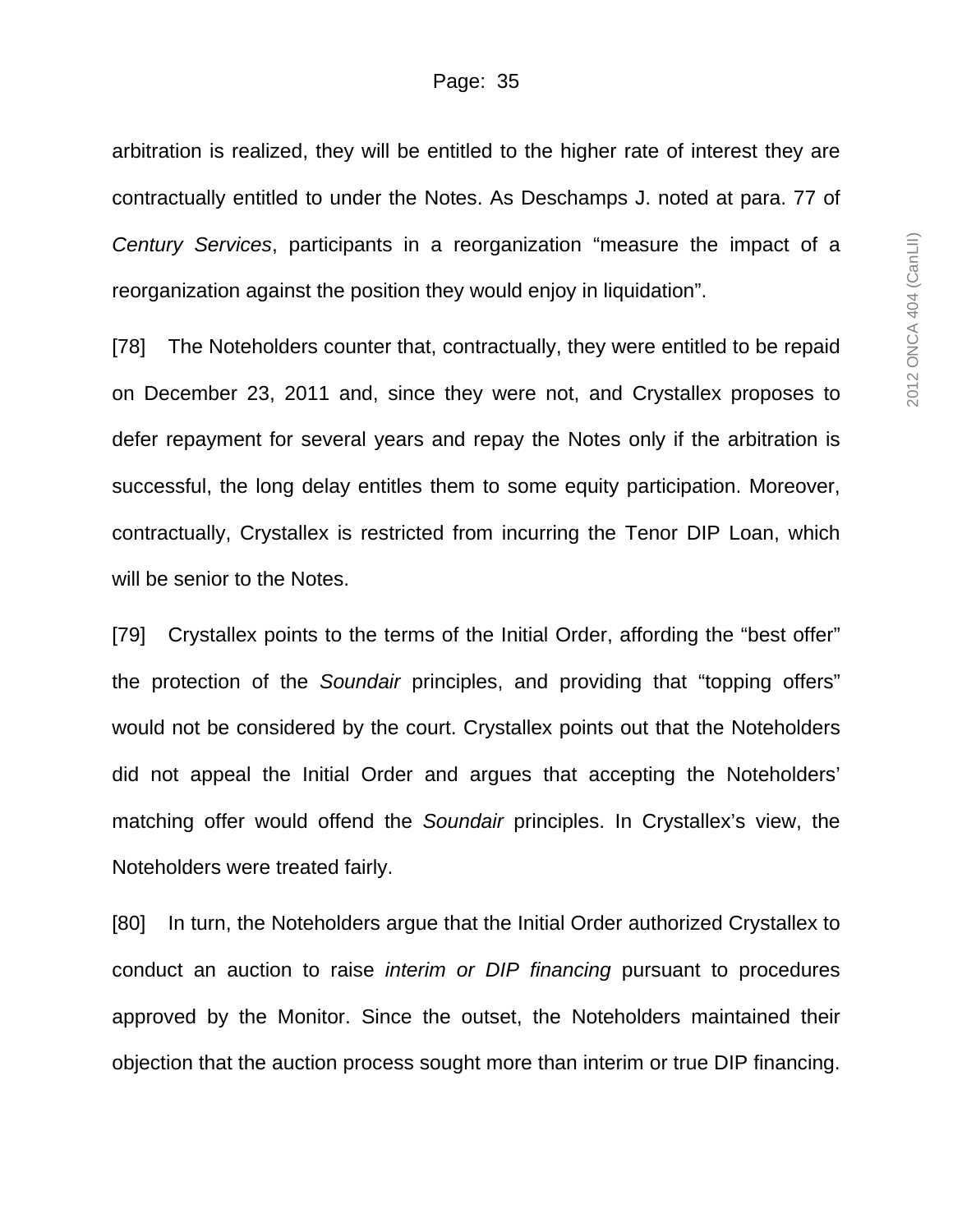arbitration is realized, they will be entitled to the higher rate of interest they are contractually entitled to under the Notes. As Deschamps J. noted at para. 77 of *Century Services*, participants in a reorganization "measure the impact of a reorganization against the position they would enjoy in liquidation".

[78] The Noteholders counter that, contractually, they were entitled to be repaid on December 23, 2011 and, since they were not, and Crystallex proposes to defer repayment for several years and repay the Notes only if the arbitration is successful, the long delay entitles them to some equity participation. Moreover, contractually, Crystallex is restricted from incurring the Tenor DIP Loan, which will be senior to the Notes.

[79] Crystallex points to the terms of the Initial Order, affording the "best offer" the protection of the *Soundair* principles, and providing that "topping offers" would not be considered by the court. Crystallex points out that the Noteholders did not appeal the Initial Order and argues that accepting the Noteholders' matching offer would offend the *Soundair* principles. In Crystallex's view, the Noteholders were treated fairly.

[80] In turn, the Noteholders argue that the Initial Order authorized Crystallex to conduct an auction to raise *interim or DIP financing* pursuant to procedures approved by the Monitor. Since the outset, the Noteholders maintained their objection that the auction process sought more than interim or true DIP financing.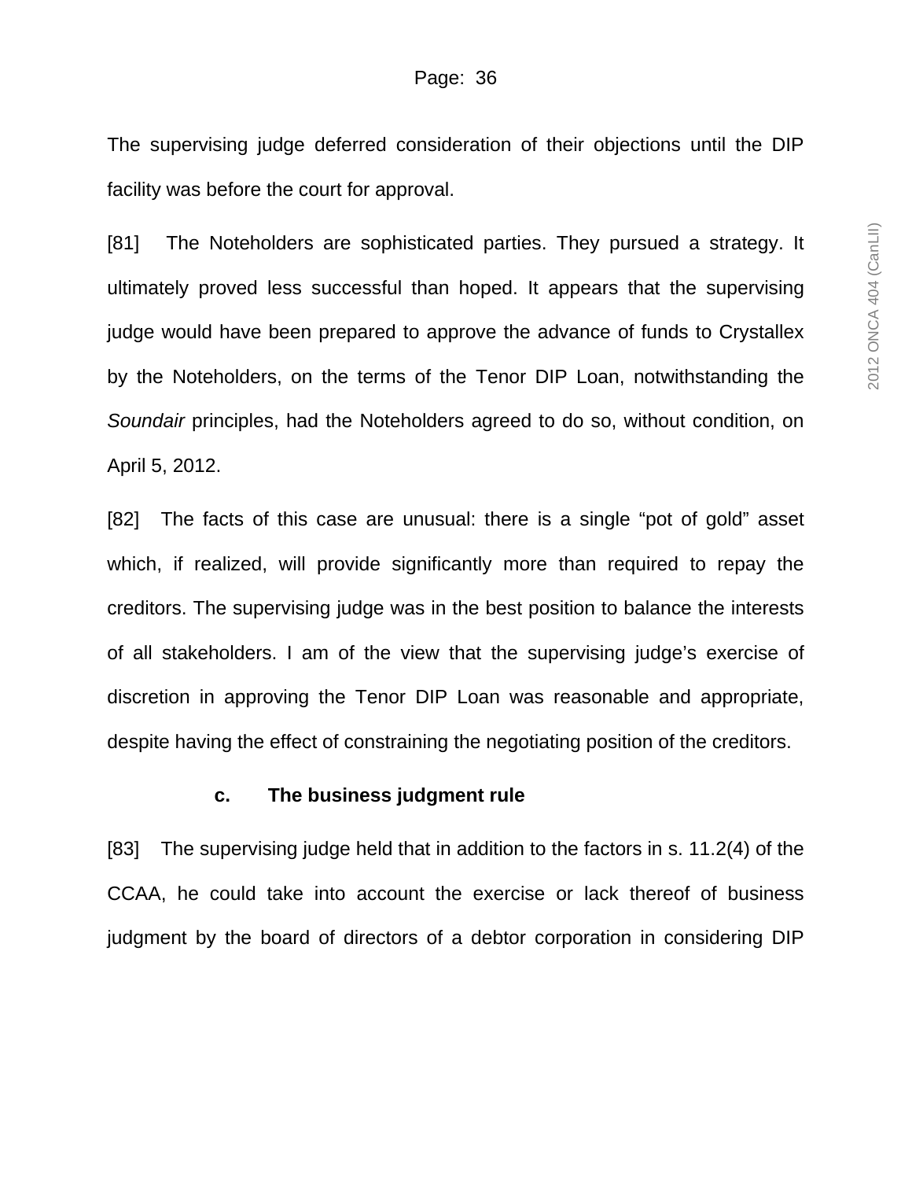The supervising judge deferred consideration of their objections until the DIP facility was before the court for approval.

[81] The Noteholders are sophisticated parties. They pursued a strategy. It ultimately proved less successful than hoped. It appears that the supervising judge would have been prepared to approve the advance of funds to Crystallex by the Noteholders, on the terms of the Tenor DIP Loan, notwithstanding the *Soundair* principles, had the Noteholders agreed to do so, without condition, on April 5, 2012.

[82] The facts of this case are unusual: there is a single "pot of gold" asset which, if realized, will provide significantly more than required to repay the creditors. The supervising judge was in the best position to balance the interests of all stakeholders. I am of the view that the supervising judge's exercise of discretion in approving the Tenor DIP Loan was reasonable and appropriate, despite having the effect of constraining the negotiating position of the creditors.

**c. The business judgment rule**

[83] The supervising judge held that in addition to the factors in s. 11.2(4) of the CCAA, he could take into account the exercise or lack thereof of business judgment by the board of directors of a debtor corporation in considering DIP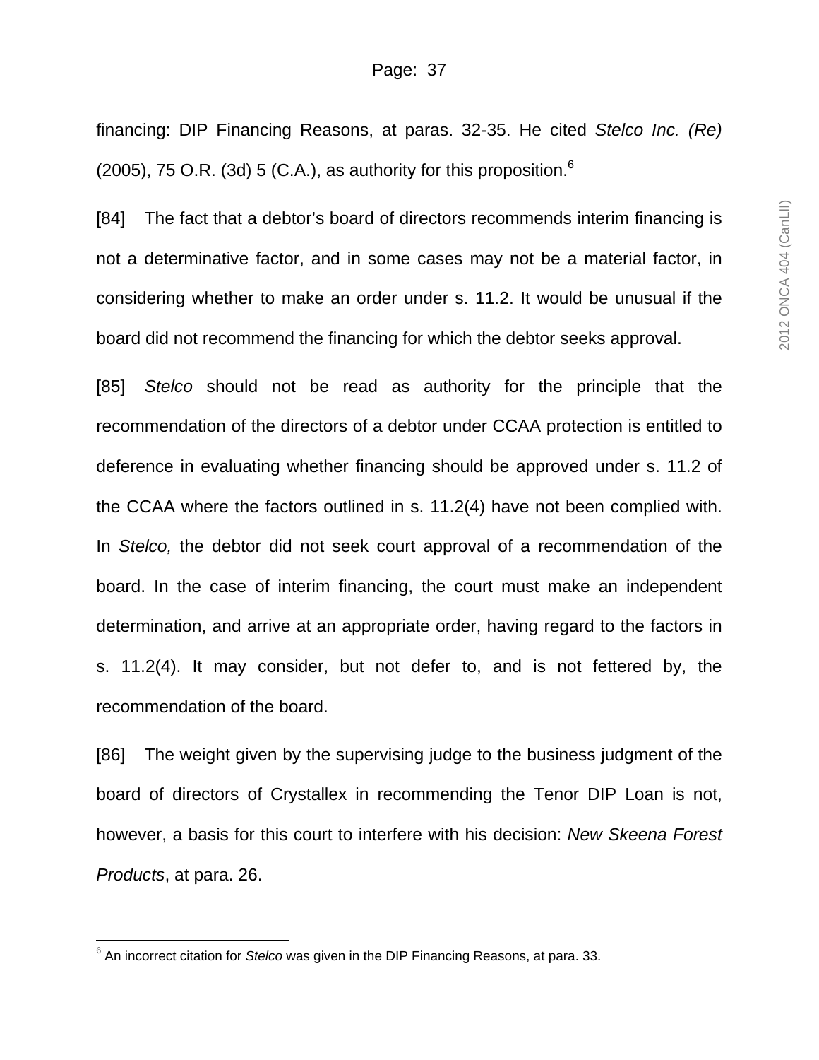financing: DIP Financing Reasons, at paras. 32-35. He cited *Stelco Inc. (Re)* (2005), 75 O.R. (3d) 5 (C.A.), as authority for this proposition.[6]

[84] The fact that a debtor's board of directors recommends interim financing is not a determinative factor, and in some cases may not be a material factor, in considering whether to make an order under s. 11.2. It would be unusual if the board did not recommend the financing for which the debtor seeks approval.

[85] *Stelco* should not be read as authority for the principle that the recommendation of the directors of a debtor under CCAA protection is entitled to deference in evaluating whether financing should be approved under s. 11.2 of the CCAA where the factors outlined in s. 11.2(4) have not been complied with. In *Stelco,* the debtor did not seek court approval of a recommendation of the board. In the case of interim financing, the court must make an independent determination, and arrive at an appropriate order, having regard to the factors in s. 11.2(4). It may consider, but not defer to, and is not fettered by, the recommendation of the board.

[86] The weight given by the supervising judge to the business judgment of the board of directors of Crystallex in recommending the Tenor DIP Loan is not, however, a basis for this court to interfere with his decision: *New Skeena Forest Products*, at para. 26.

---

[6] An incorrect citation for *Stelco* was given in the DIP Financing Reasons, at para. 33.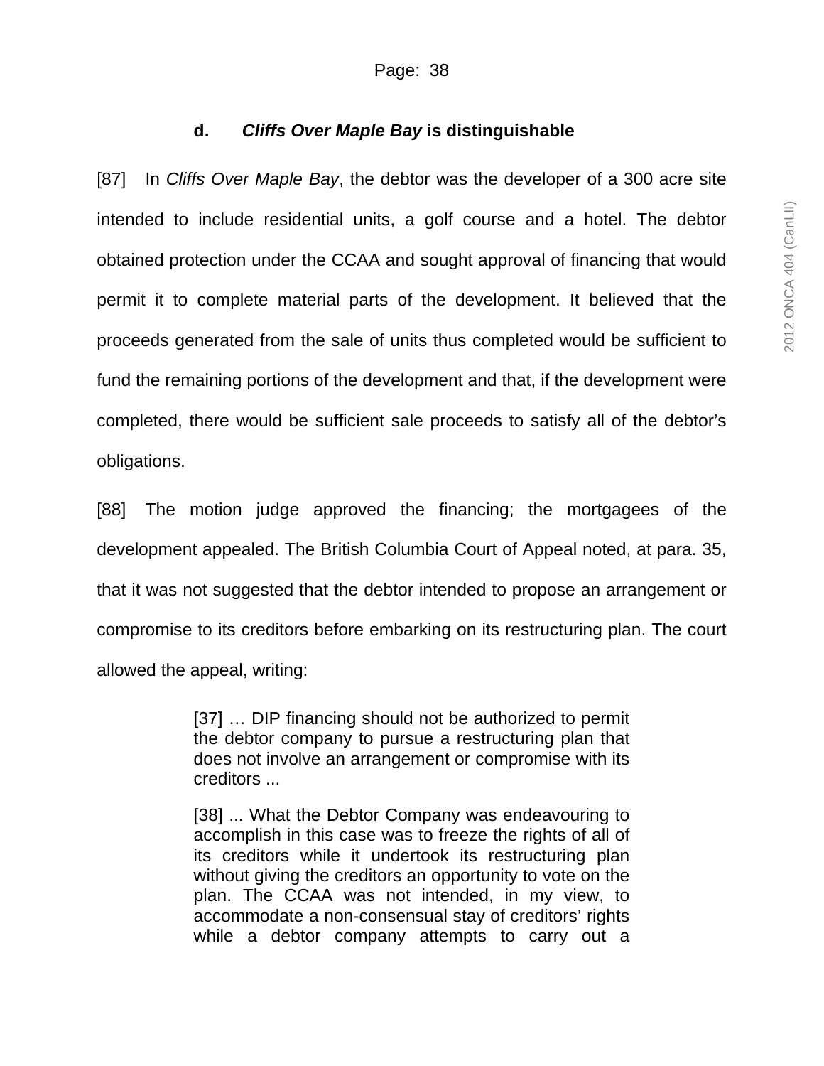### d. *Cliffs Over Maple Bay* is distinguishable

[87] In *Cliffs Over Maple Bay*, the debtor was the developer of a 300 acre site intended to include residential units, a golf course and a hotel. The debtor obtained protection under the CCAA and sought approval of financing that would permit it to complete material parts of the development. It believed that the proceeds generated from the sale of units thus completed would be sufficient to fund the remaining portions of the development and that, if the development were completed, there would be sufficient sale proceeds to satisfy all of the debtor's obligations.

[88] The motion judge approved the financing; the mortgagees of the development appealed. The British Columbia Court of Appeal noted, at para. 35, that it was not suggested that the debtor intended to propose an arrangement or compromise to its creditors before embarking on its restructuring plan. The court allowed the appeal, writing:

> [37] … DIP financing should not be authorized to permit the debtor company to pursue a restructuring plan that does not involve an arrangement or compromise with its creditors ...
>
> [38] ... What the Debtor Company was endeavouring to accomplish in this case was to freeze the rights of all of its creditors while it undertook its restructuring plan without giving the creditors an opportunity to vote on the plan. The CCAA was not intended, in my view, to accommodate a non-consensual stay of creditors' rights while a debtor company attempts to carry out a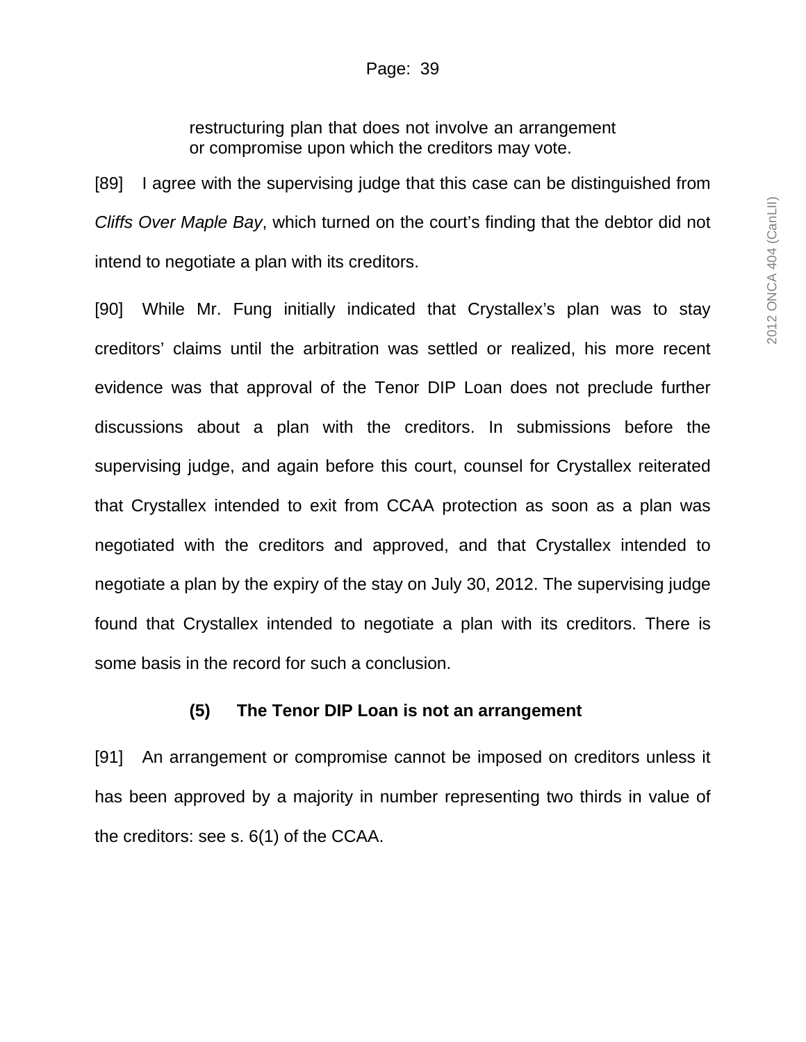> restructuring plan that does not involve an arrangement or compromise upon which the creditors may vote.

[89] I agree with the supervising judge that this case can be distinguished from *Cliffs Over Maple Bay*, which turned on the court's finding that the debtor did not intend to negotiate a plan with its creditors.

[90] While Mr. Fung initially indicated that Crystallex's plan was to stay creditors' claims until the arbitration was settled or realized, his more recent evidence was that approval of the Tenor DIP Loan does not preclude further discussions about a plan with the creditors. In submissions before the supervising judge, and again before this court, counsel for Crystallex reiterated that Crystallex intended to exit from CCAA protection as soon as a plan was negotiated with the creditors and approved, and that Crystallex intended to negotiate a plan by the expiry of the stay on July 30, 2012. The supervising judge found that Crystallex intended to negotiate a plan with its creditors. There is some basis in the record for such a conclusion.

**(5) The Tenor DIP Loan is not an arrangement**

[91] An arrangement or compromise cannot be imposed on creditors unless it has been approved by a majority in number representing two thirds in value of the creditors: see s. 6(1) of the CCAA.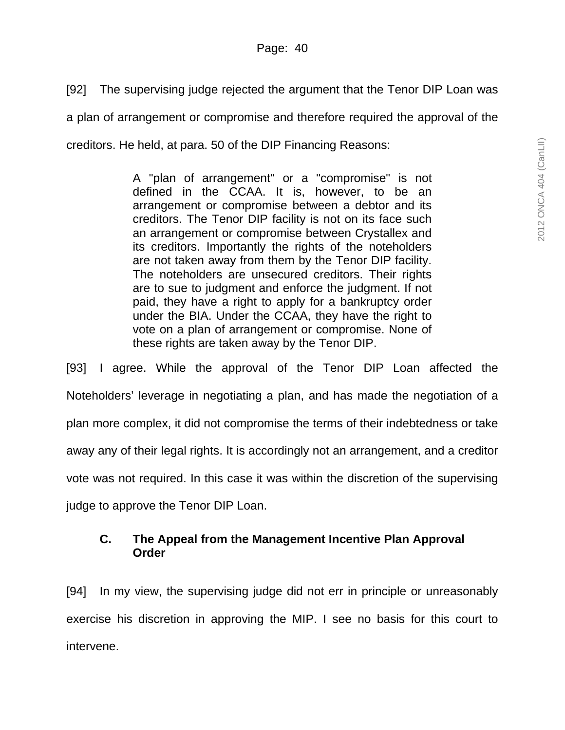[92] The supervising judge rejected the argument that the Tenor DIP Loan was a plan of arrangement or compromise and therefore required the approval of the creditors. He held, at para. 50 of the DIP Financing Reasons:

> A "plan of arrangement" or a "compromise" is not defined in the CCAA. It is, however, to be an arrangement or compromise between a debtor and its creditors. The Tenor DIP facility is not on its face such an arrangement or compromise between Crystallex and its creditors. Importantly the rights of the noteholders are not taken away from them by the Tenor DIP facility. The noteholders are unsecured creditors. Their rights are to sue to judgment and enforce the judgment. If not paid, they have a right to apply for a bankruptcy order under the BIA. Under the CCAA, they have the right to vote on a plan of arrangement or compromise. None of these rights are taken away by the Tenor DIP.

[93] I agree. While the approval of the Tenor DIP Loan affected the Noteholders' leverage in negotiating a plan, and has made the negotiation of a plan more complex, it did not compromise the terms of their indebtedness or take away any of their legal rights. It is accordingly not an arrangement, and a creditor vote was not required. In this case it was within the discretion of the supervising judge to approve the Tenor DIP Loan.

### C. The Appeal from the Management Incentive Plan Approval Order

[94] In my view, the supervising judge did not err in principle or unreasonably exercise his discretion in approving the MIP. I see no basis for this court to intervene.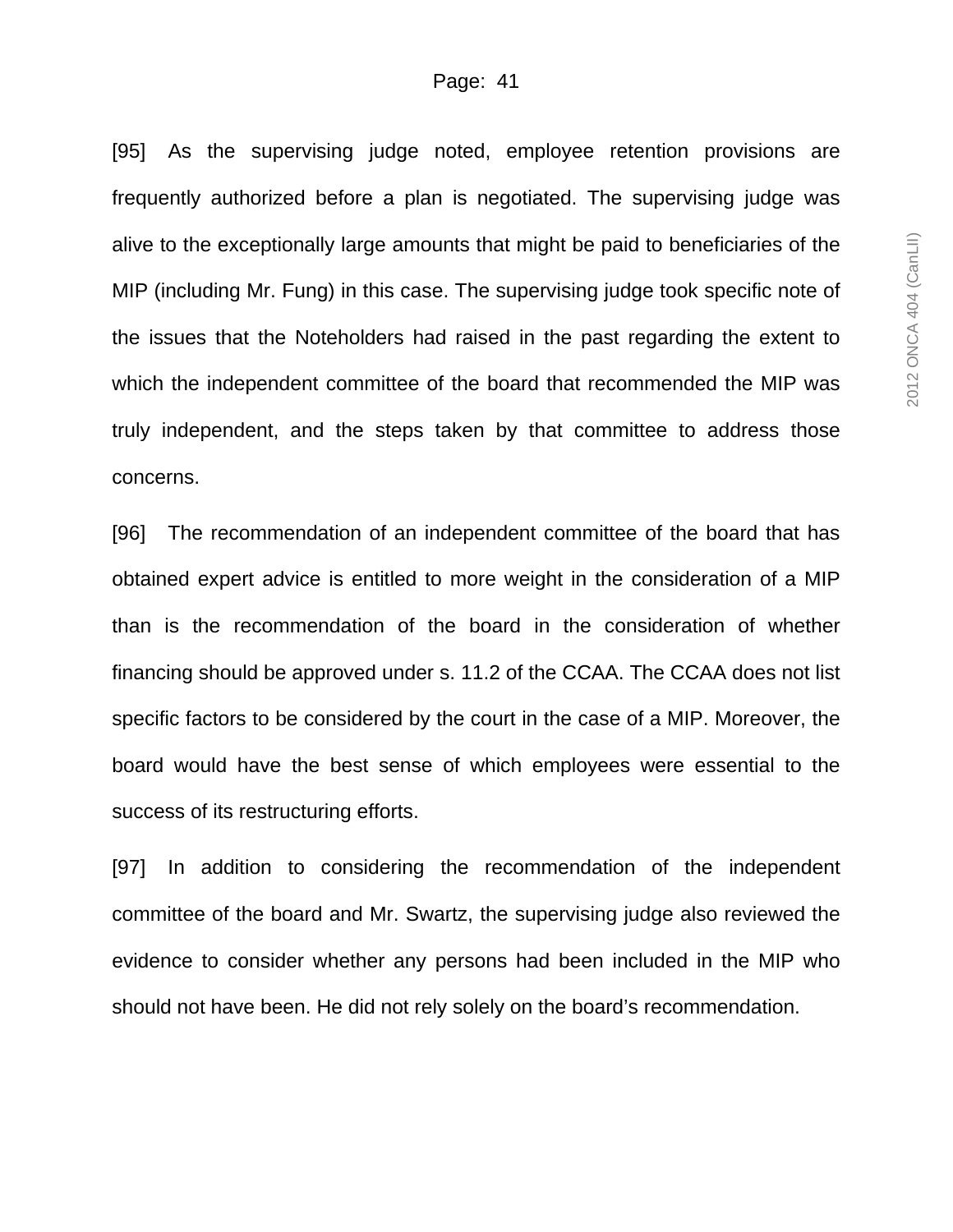[95] As the supervising judge noted, employee retention provisions are frequently authorized before a plan is negotiated. The supervising judge was alive to the exceptionally large amounts that might be paid to beneficiaries of the MIP (including Mr. Fung) in this case. The supervising judge took specific note of the issues that the Noteholders had raised in the past regarding the extent to which the independent committee of the board that recommended the MIP was truly independent, and the steps taken by that committee to address those concerns.

[96] The recommendation of an independent committee of the board that has obtained expert advice is entitled to more weight in the consideration of a MIP than is the recommendation of the board in the consideration of whether financing should be approved under s. 11.2 of the CCAA. The CCAA does not list specific factors to be considered by the court in the case of a MIP. Moreover, the board would have the best sense of which employees were essential to the success of its restructuring efforts.

[97] In addition to considering the recommendation of the independent committee of the board and Mr. Swartz, the supervising judge also reviewed the evidence to consider whether any persons had been included in the MIP who should not have been. He did not rely solely on the board's recommendation.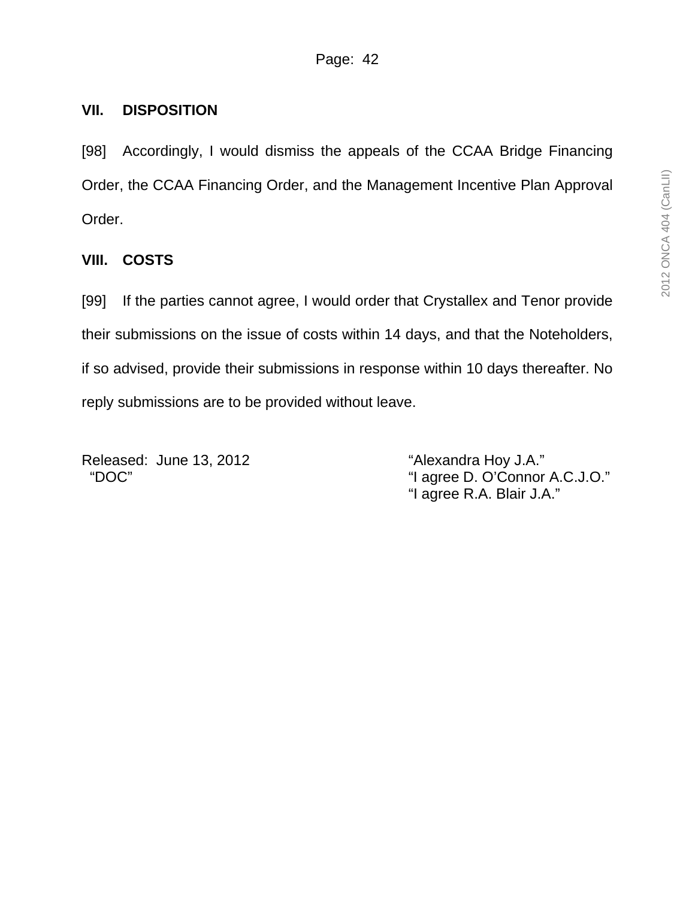## VII. DISPOSITION

[98] Accordingly, I would dismiss the appeals of the CCAA Bridge Financing Order, the CCAA Financing Order, and the Management Incentive Plan Approval Order.

## VIII. COSTS

[99] If the parties cannot agree, I would order that Crystallex and Tenor provide their submissions on the issue of costs within 14 days, and that the Noteholders, if so advised, provide their submissions in response within 10 days thereafter. No reply submissions are to be provided without leave.

Released: June 13, 2012
"DOC"

"Alexandra Hoy J.A."
"I agree D. O'Connor A.C.J.O."
"I agree R.A. Blair J.A."